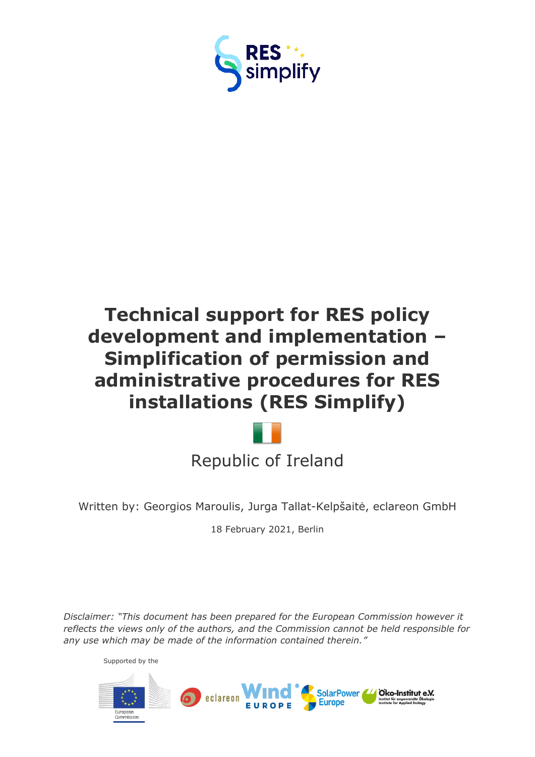RES simplify

# Technical support for RES policy development and implementation – Simplification of permission and administrative procedures for RES installations (RES Simplify)

Republic of Ireland

Written by: Georgios Maroulis, Jurga Tallat-Kelpšaitė, eclareon GmbH

18 February 2021, Berlin

*Disclaimer: "This document has been prepared for the European Commission however it reflects the views only of the authors, and the Commission cannot be held responsible for any use which may be made of the information contained therein."*

Supported by the

European Commission

eclareon

Wind Europe

SolarPower Europe

Öko-Institut e.V. Institut für angewandte Ökologie Institute for Applied Ecology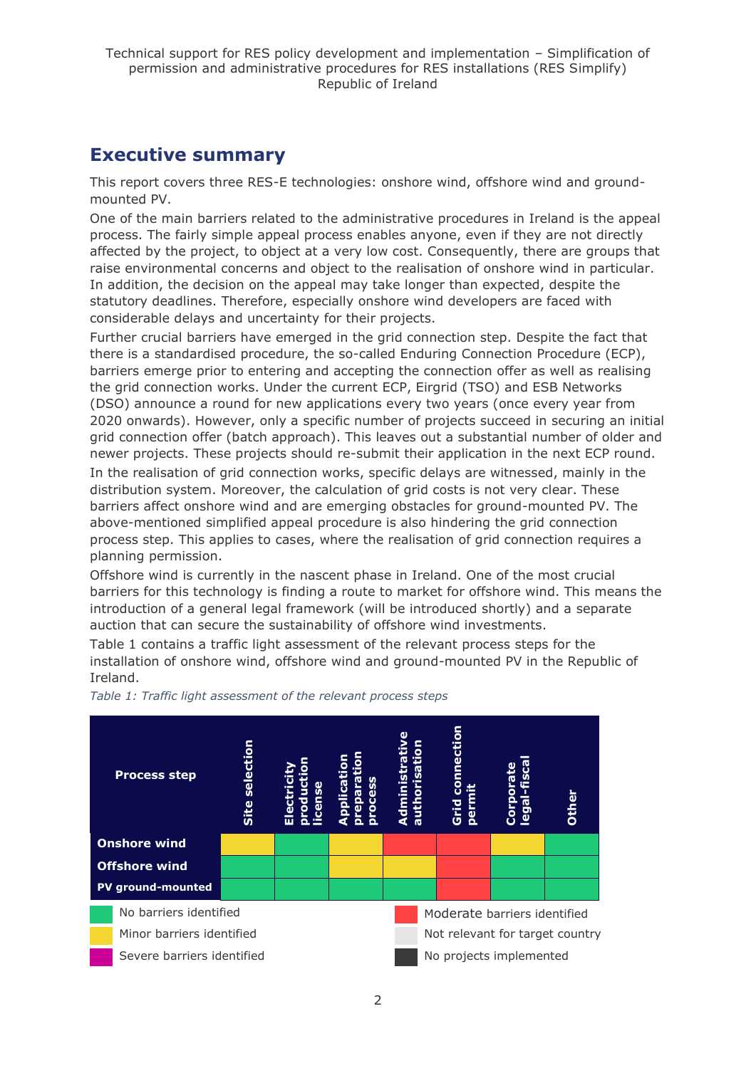# Executive summary

This report covers three RES-E technologies: onshore wind, offshore wind and ground-mounted PV.

One of the main barriers related to the administrative procedures in Ireland is the appeal process. The fairly simple appeal process enables anyone, even if they are not directly affected by the project, to object at a very low cost. Consequently, there are groups that raise environmental concerns and object to the realisation of onshore wind in particular. In addition, the decision on the appeal may take longer than expected, despite the statutory deadlines. Therefore, especially onshore wind developers are faced with considerable delays and uncertainty for their projects.

Further crucial barriers have emerged in the grid connection step. Despite the fact that there is a standardised procedure, the so-called Enduring Connection Procedure (ECP), barriers emerge prior to entering and accepting the connection offer as well as realising the grid connection works. Under the current ECP, Eirgrid (TSO) and ESB Networks (DSO) announce a round for new applications every two years (once every year from 2020 onwards). However, only a specific number of projects succeed in securing an initial grid connection offer (batch approach). This leaves out a substantial number of older and newer projects. These projects should re-submit their application in the next ECP round.

In the realisation of grid connection works, specific delays are witnessed, mainly in the distribution system. Moreover, the calculation of grid costs is not very clear. These barriers affect onshore wind and are emerging obstacles for ground-mounted PV. The above-mentioned simplified appeal procedure is also hindering the grid connection process step. This applies to cases, where the realisation of grid connection requires a planning permission.

Offshore wind is currently in the nascent phase in Ireland. One of the most crucial barriers for this technology is finding a route to market for offshore wind. This means the introduction of a general legal framework (will be introduced shortly) and a separate auction that can secure the sustainability of offshore wind investments.

Table 1 contains a traffic light assessment of the relevant process steps for the installation of onshore wind, offshore wind and ground-mounted PV in the Republic of Ireland.

*Table 1: Traffic light assessment of the relevant process steps*

| Process step | Site selection | Electricity production license | Application preparation process | Administrative authorisation | Grid connection permit | Corporate legal-fiscal | Other |
|---|---|---|---|---|---|---|---|
| Onshore wind | Minor barriers identified (yellow) | No barriers identified (green) | Minor barriers identified (yellow) | Moderate barriers identified (red) | Moderate barriers identified (red) | Minor barriers identified (yellow) | No barriers identified (green) |
| Offshore wind | No barriers identified (green) | No barriers identified (green) | Minor barriers identified (yellow) | Minor barriers identified (yellow) | Moderate barriers identified (red) | No barriers identified (green) | No barriers identified (green) |
| PV ground-mounted | No barriers identified (green) | No barriers identified (green) | No barriers identified (green) | No barriers identified (green) | Moderate barriers identified (red) | No barriers identified (green) | No barriers identified (green) |

Legend:
- Green: No barriers identified
- Yellow: Minor barriers identified
- Magenta: Severe barriers identified
- Red: Moderate barriers identified
- Light grey: Not relevant for target country
- Dark grey: No projects implemented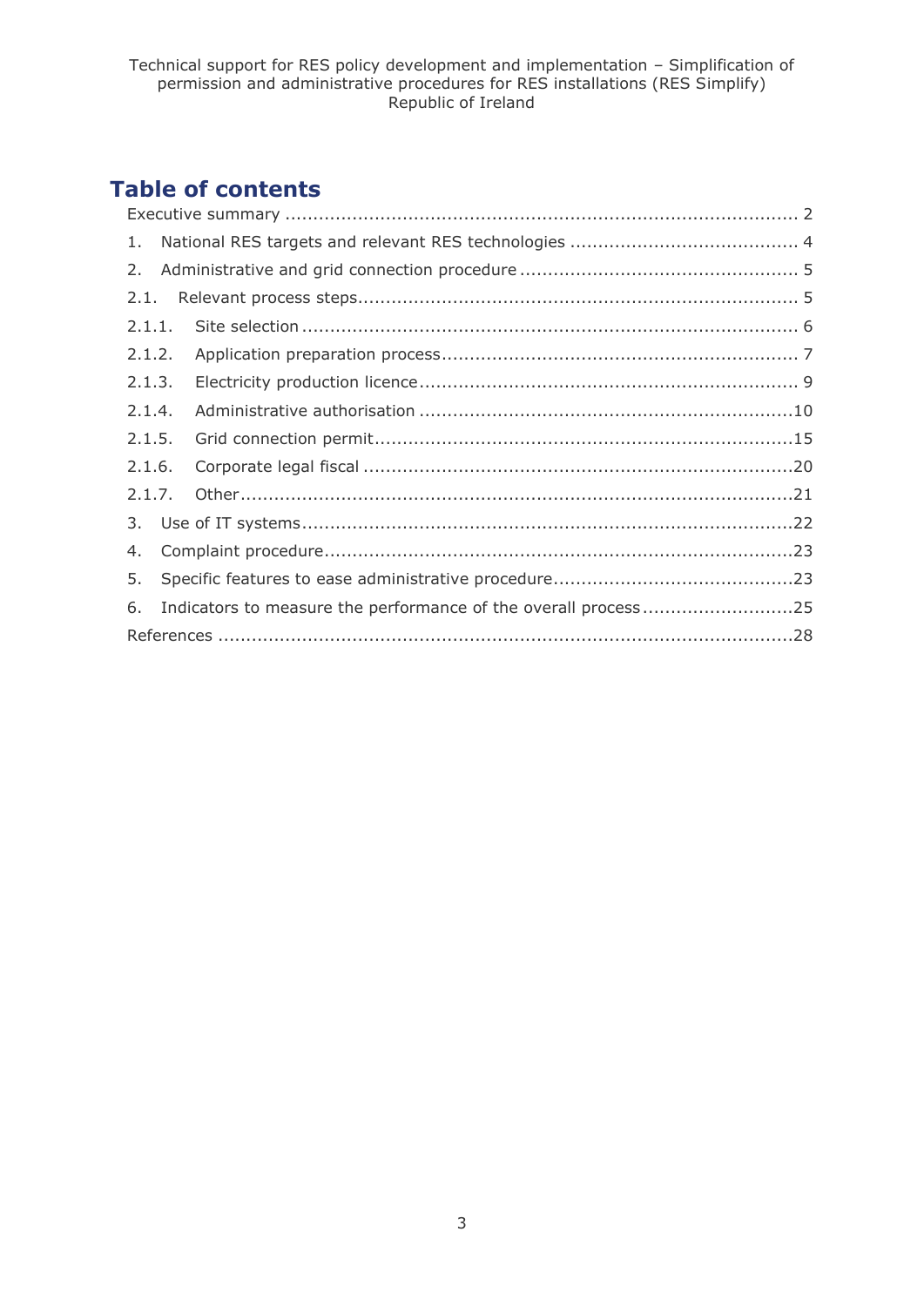## Table of contents

Executive summary ........................................................................................ 2

1. National RES targets and relevant RES technologies ........................................ 4
2. Administrative and grid connection procedure ................................................ 5

2.1. Relevant process steps............................................................................ 5

2.1.1. Site selection ...................................................................................... 6

2.1.2. Application preparation process.............................................................. 7

2.1.3. Electricity production licence.................................................................. 9

2.1.4. Administrative authorisation ..................................................................10

2.1.5. Grid connection permit..........................................................................15

2.1.6. Corporate legal fiscal ............................................................................20

2.1.7. Other..................................................................................................21

3. Use of IT systems.......................................................................................22
4. Complaint procedure...................................................................................23
5. Specific features to ease administrative procedure...........................................23
6. Indicators to measure the performance of the overall process ...........................25

References .....................................................................................................28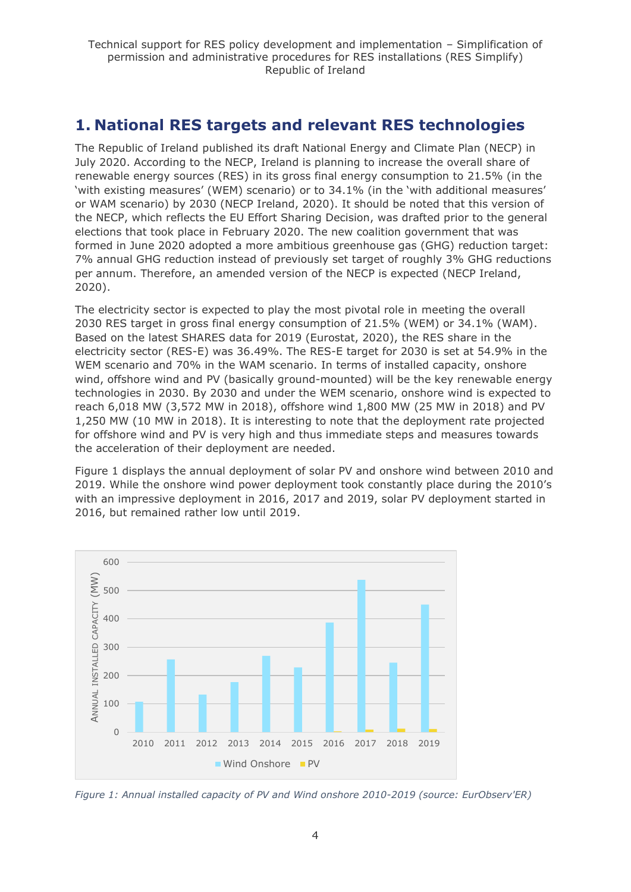# 1. National RES targets and relevant RES technologies

The Republic of Ireland published its draft National Energy and Climate Plan (NECP) in July 2020. According to the NECP, Ireland is planning to increase the overall share of renewable energy sources (RES) in its gross final energy consumption to 21.5% (in the 'with existing measures' (WEM) scenario) or to 34.1% (in the 'with additional measures' or WAM scenario) by 2030 (NECP Ireland, 2020). It should be noted that this version of the NECP, which reflects the EU Effort Sharing Decision, was drafted prior to the general elections that took place in February 2020. The new coalition government that was formed in June 2020 adopted a more ambitious greenhouse gas (GHG) reduction target: 7% annual GHG reduction instead of previously set target of roughly 3% GHG reductions per annum. Therefore, an amended version of the NECP is expected (NECP Ireland, 2020).

The electricity sector is expected to play the most pivotal role in meeting the overall 2030 RES target in gross final energy consumption of 21.5% (WEM) or 34.1% (WAM). Based on the latest SHARES data for 2019 (Eurostat, 2020), the RES share in the electricity sector (RES-E) was 36.49%. The RES-E target for 2030 is set at 54.9% in the WEM scenario and 70% in the WAM scenario. In terms of installed capacity, onshore wind, offshore wind and PV (basically ground-mounted) will be the key renewable energy technologies in 2030. By 2030 and under the WEM scenario, onshore wind is expected to reach 6,018 MW (3,572 MW in 2018), offshore wind 1,800 MW (25 MW in 2018) and PV 1,250 MW (10 MW in 2018). It is interesting to note that the deployment rate projected for offshore wind and PV is very high and thus immediate steps and measures towards the acceleration of their deployment are needed.

Figure 1 displays the annual deployment of solar PV and onshore wind between 2010 and 2019. While the onshore wind power deployment took constantly place during the 2010's with an impressive deployment in 2016, 2017 and 2019, solar PV deployment started in 2016, but remained rather low until 2019.

*Figure 1: Annual installed capacity of PV and Wind onshore 2010-2019 (source: EurObserv'ER)*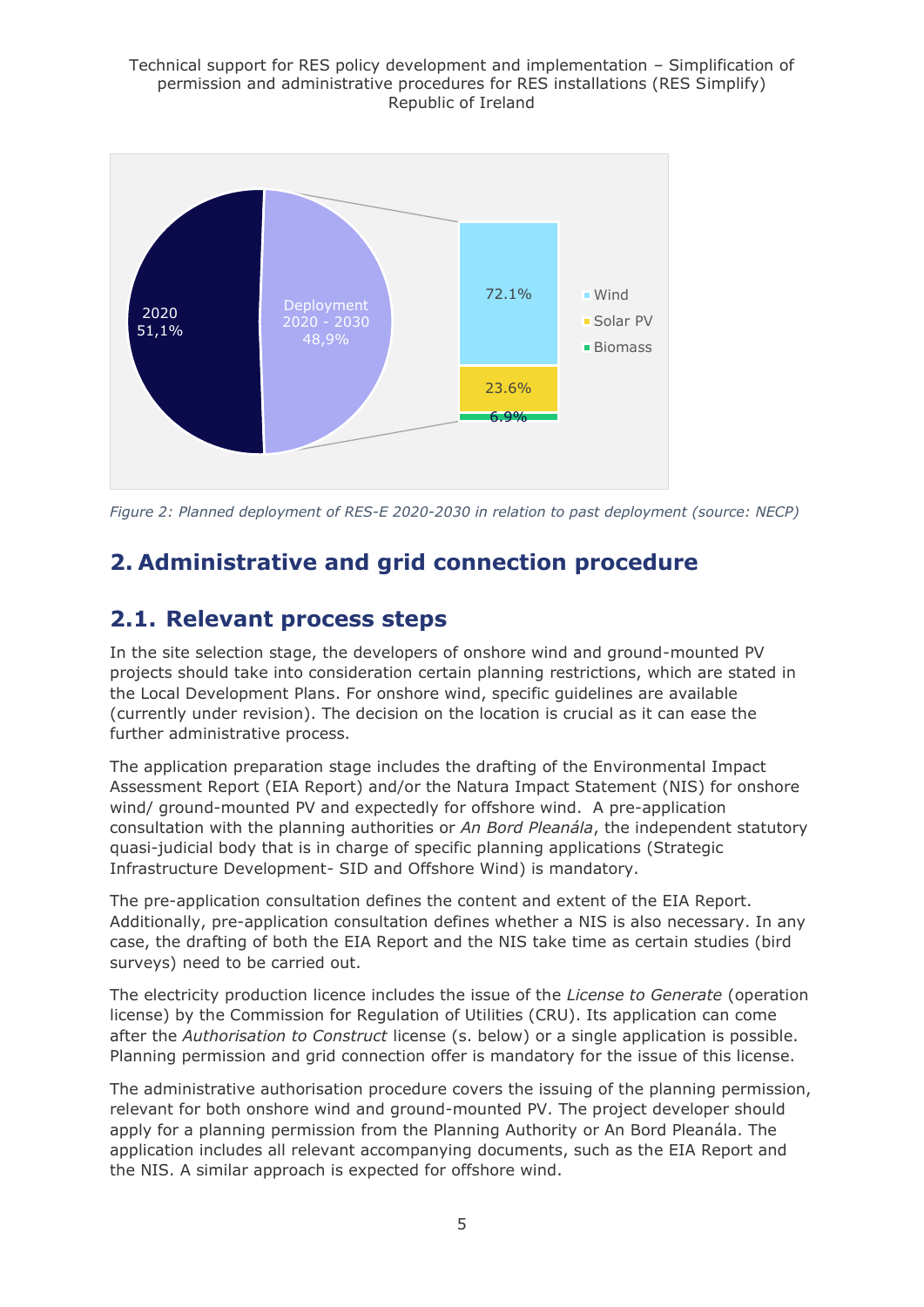Figure 2: Planned deployment of RES-E 2020-2030 in relation to past deployment (source: NECP)

## 2. Administrative and grid connection procedure

### 2.1. Relevant process steps

In the site selection stage, the developers of onshore wind and ground-mounted PV projects should take into consideration certain planning restrictions, which are stated in the Local Development Plans. For onshore wind, specific guidelines are available (currently under revision). The decision on the location is crucial as it can ease the further administrative process.

The application preparation stage includes the drafting of the Environmental Impact Assessment Report (EIA Report) and/or the Natura Impact Statement (NIS) for onshore wind/ ground-mounted PV and expectedly for offshore wind. A pre-application consultation with the planning authorities or *An Bord Pleanála*, the independent statutory quasi-judicial body that is in charge of specific planning applications (Strategic Infrastructure Development- SID and Offshore Wind) is mandatory.

The pre-application consultation defines the content and extent of the EIA Report. Additionally, pre-application consultation defines whether a NIS is also necessary. In any case, the drafting of both the EIA Report and the NIS take time as certain studies (bird surveys) need to be carried out.

The electricity production licence includes the issue of the *License to Generate* (operation license) by the Commission for Regulation of Utilities (CRU). Its application can come after the *Authorisation to Construct* license (s. below) or a single application is possible. Planning permission and grid connection offer is mandatory for the issue of this license.

The administrative authorisation procedure covers the issuing of the planning permission, relevant for both onshore wind and ground-mounted PV. The project developer should apply for a planning permission from the Planning Authority or An Bord Pleanála. The application includes all relevant accompanying documents, such as the EIA Report and the NIS. A similar approach is expected for offshore wind.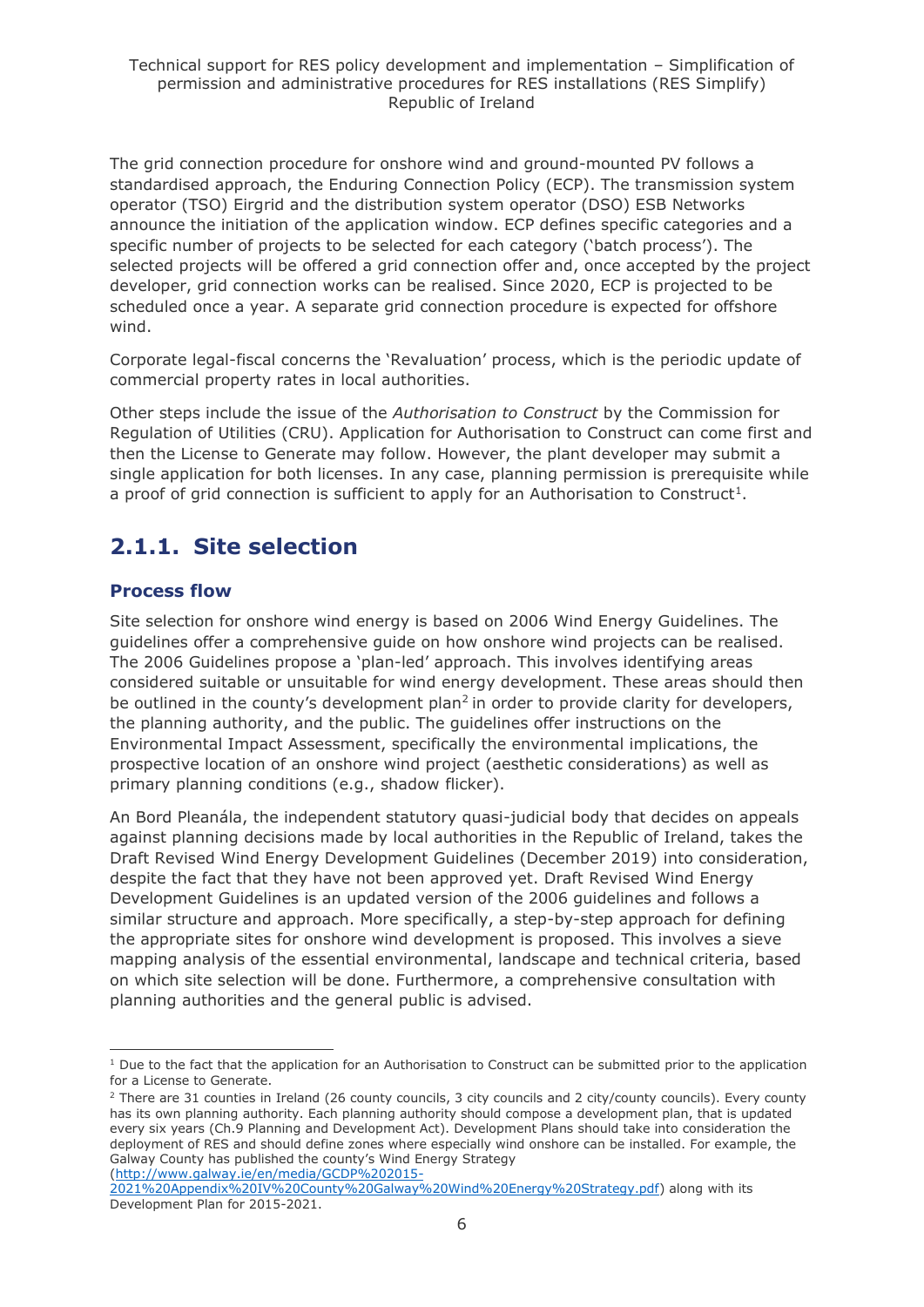The grid connection procedure for onshore wind and ground-mounted PV follows a standardised approach, the Enduring Connection Policy (ECP). The transmission system operator (TSO) Eirgrid and the distribution system operator (DSO) ESB Networks announce the initiation of the application window. ECP defines specific categories and a specific number of projects to be selected for each category ('batch process'). The selected projects will be offered a grid connection offer and, once accepted by the project developer, grid connection works can be realised. Since 2020, ECP is projected to be scheduled once a year. A separate grid connection procedure is expected for offshore wind.

Corporate legal-fiscal concerns the 'Revaluation' process, which is the periodic update of commercial property rates in local authorities.

Other steps include the issue of the *Authorisation to Construct* by the Commission for Regulation of Utilities (CRU). Application for Authorisation to Construct can come first and then the License to Generate may follow. However, the plant developer may submit a single application for both licenses. In any case, planning permission is prerequisite while a proof of grid connection is sufficient to apply for an Authorisation to Construct[1].

## 2.1.1. Site selection

### Process flow

Site selection for onshore wind energy is based on 2006 Wind Energy Guidelines. The guidelines offer a comprehensive guide on how onshore wind projects can be realised. The 2006 Guidelines propose a 'plan-led' approach. This involves identifying areas considered suitable or unsuitable for wind energy development. These areas should then be outlined in the county's development plan[2] in order to provide clarity for developers, the planning authority, and the public. The guidelines offer instructions on the Environmental Impact Assessment, specifically the environmental implications, the prospective location of an onshore wind project (aesthetic considerations) as well as primary planning conditions (e.g., shadow flicker).

An Bord Pleanála, the independent statutory quasi-judicial body that decides on appeals against planning decisions made by local authorities in the Republic of Ireland, takes the Draft Revised Wind Energy Development Guidelines (December 2019) into consideration, despite the fact that they have not been approved yet. Draft Revised Wind Energy Development Guidelines is an updated version of the 2006 guidelines and follows a similar structure and approach. More specifically, a step-by-step approach for defining the appropriate sites for onshore wind development is proposed. This involves a sieve mapping analysis of the essential environmental, landscape and technical criteria, based on which site selection will be done. Furthermore, a comprehensive consultation with planning authorities and the general public is advised.

---

[1] Due to the fact that the application for an Authorisation to Construct can be submitted prior to the application for a License to Generate.

[2] There are 31 counties in Ireland (26 county councils, 3 city councils and 2 city/county councils). Every county has its own planning authority. Each planning authority should compose a development plan, that is updated every six years (Ch.9 Planning and Development Act). Development Plans should take into consideration the deployment of RES and should define zones where especially wind onshore can be installed. For example, the Galway County has published the county's Wind Energy Strategy (http://www.galway.ie/en/media/GCDP%202015-2021%20Appendix%20IV%20County%20Galway%20Wind%20Energy%20Strategy.pdf) along with its Development Plan for 2015-2021.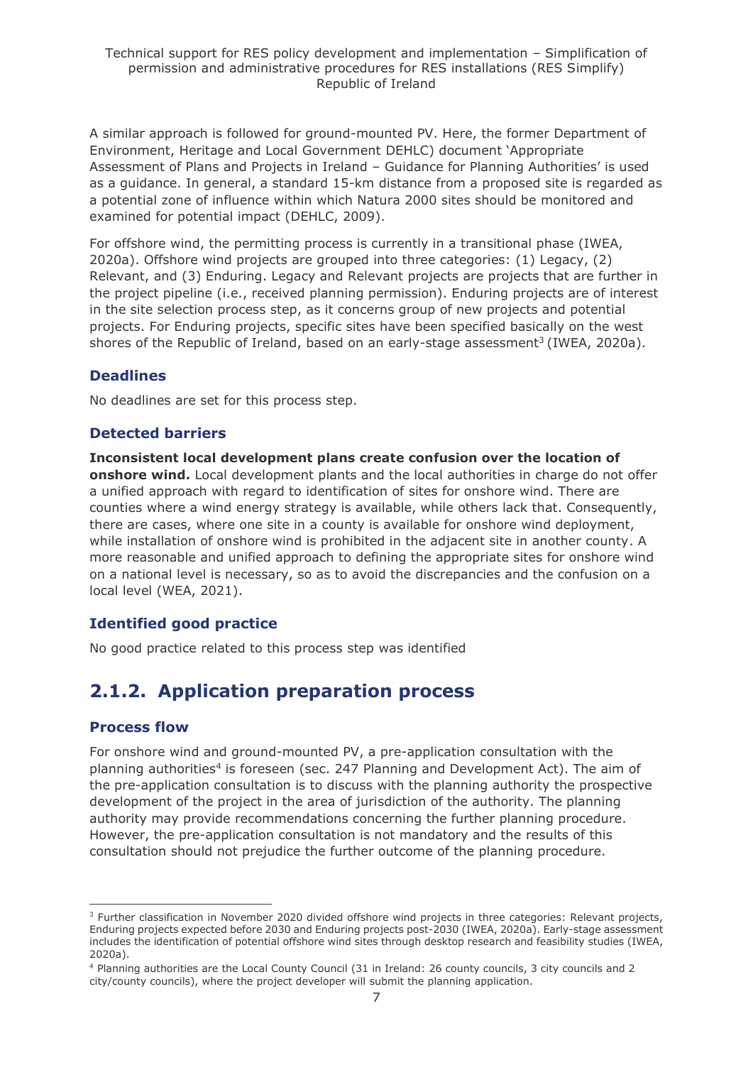A similar approach is followed for ground-mounted PV. Here, the former Department of Environment, Heritage and Local Government DEHLC) document 'Appropriate Assessment of Plans and Projects in Ireland – Guidance for Planning Authorities' is used as a guidance. In general, a standard 15-km distance from a proposed site is regarded as a potential zone of influence within which Natura 2000 sites should be monitored and examined for potential impact (DEHLC, 2009).

For offshore wind, the permitting process is currently in a transitional phase (IWEA, 2020a). Offshore wind projects are grouped into three categories: (1) Legacy, (2) Relevant, and (3) Enduring. Legacy and Relevant projects are projects that are further in the project pipeline (i.e., received planning permission). Enduring projects are of interest in the site selection process step, as it concerns group of new projects and potential projects. For Enduring projects, specific sites have been specified basically on the west shores of the Republic of Ireland, based on an early-stage assessment[3] (IWEA, 2020a).

### Deadlines

No deadlines are set for this process step.

### Detected barriers

**Inconsistent local development plans create confusion over the location of onshore wind.** Local development plants and the local authorities in charge do not offer a unified approach with regard to identification of sites for onshore wind. There are counties where a wind energy strategy is available, while others lack that. Consequently, there are cases, where one site in a county is available for onshore wind deployment, while installation of onshore wind is prohibited in the adjacent site in another county. A more reasonable and unified approach to defining the appropriate sites for onshore wind on a national level is necessary, so as to avoid the discrepancies and the confusion on a local level (WEA, 2021).

### Identified good practice

No good practice related to this process step was identified

## 2.1.2. Application preparation process

### Process flow

For onshore wind and ground-mounted PV, a pre-application consultation with the planning authorities[4] is foreseen (sec. 247 Planning and Development Act). The aim of the pre-application consultation is to discuss with the planning authority the prospective development of the project in the area of jurisdiction of the authority. The planning authority may provide recommendations concerning the further planning procedure. However, the pre-application consultation is not mandatory and the results of this consultation should not prejudice the further outcome of the planning procedure.

---

[3] Further classification in November 2020 divided offshore wind projects in three categories: Relevant projects, Enduring projects expected before 2030 and Enduring projects post-2030 (IWEA, 2020a). Early-stage assessment includes the identification of potential offshore wind sites through desktop research and feasibility studies (IWEA, 2020a).

[4] Planning authorities are the Local County Council (31 in Ireland: 26 county councils, 3 city councils and 2 city/county councils), where the project developer will submit the planning application.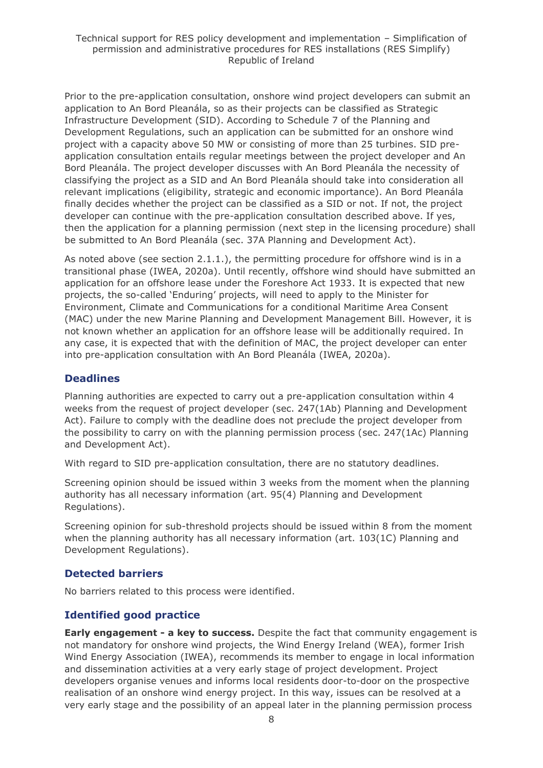Prior to the pre-application consultation, onshore wind project developers can submit an application to An Bord Pleanála, so as their projects can be classified as Strategic Infrastructure Development (SID). According to Schedule 7 of the Planning and Development Regulations, such an application can be submitted for an onshore wind project with a capacity above 50 MW or consisting of more than 25 turbines. SID pre-application consultation entails regular meetings between the project developer and An Bord Pleanála. The project developer discusses with An Bord Pleanála the necessity of classifying the project as a SID and An Bord Pleanála should take into consideration all relevant implications (eligibility, strategic and economic importance). An Bord Pleanála finally decides whether the project can be classified as a SID or not. If not, the project developer can continue with the pre-application consultation described above. If yes, then the application for a planning permission (next step in the licensing procedure) shall be submitted to An Bord Pleanála (sec. 37A Planning and Development Act).

As noted above (see section 2.1.1.), the permitting procedure for offshore wind is in a transitional phase (IWEA, 2020a). Until recently, offshore wind should have submitted an application for an offshore lease under the Foreshore Act 1933. It is expected that new projects, the so-called 'Enduring' projects, will need to apply to the Minister for Environment, Climate and Communications for a conditional Maritime Area Consent (MAC) under the new Marine Planning and Development Management Bill. However, it is not known whether an application for an offshore lease will be additionally required. In any case, it is expected that with the definition of MAC, the project developer can enter into pre-application consultation with An Bord Pleanála (IWEA, 2020a).

### Deadlines

Planning authorities are expected to carry out a pre-application consultation within 4 weeks from the request of project developer (sec. 247(1Ab) Planning and Development Act). Failure to comply with the deadline does not preclude the project developer from the possibility to carry on with the planning permission process (sec. 247(1Ac) Planning and Development Act).

With regard to SID pre-application consultation, there are no statutory deadlines.

Screening opinion should be issued within 3 weeks from the moment when the planning authority has all necessary information (art. 95(4) Planning and Development Regulations).

Screening opinion for sub-threshold projects should be issued within 8 from the moment when the planning authority has all necessary information (art. 103(1C) Planning and Development Regulations).

### Detected barriers

No barriers related to this process were identified.

### Identified good practice

**Early engagement - a key to success.** Despite the fact that community engagement is not mandatory for onshore wind projects, the Wind Energy Ireland (WEA), former Irish Wind Energy Association (IWEA), recommends its member to engage in local information and dissemination activities at a very early stage of project development. Project developers organise venues and informs local residents door-to-door on the prospective realisation of an onshore wind energy project. In this way, issues can be resolved at a very early stage and the possibility of an appeal later in the planning permission process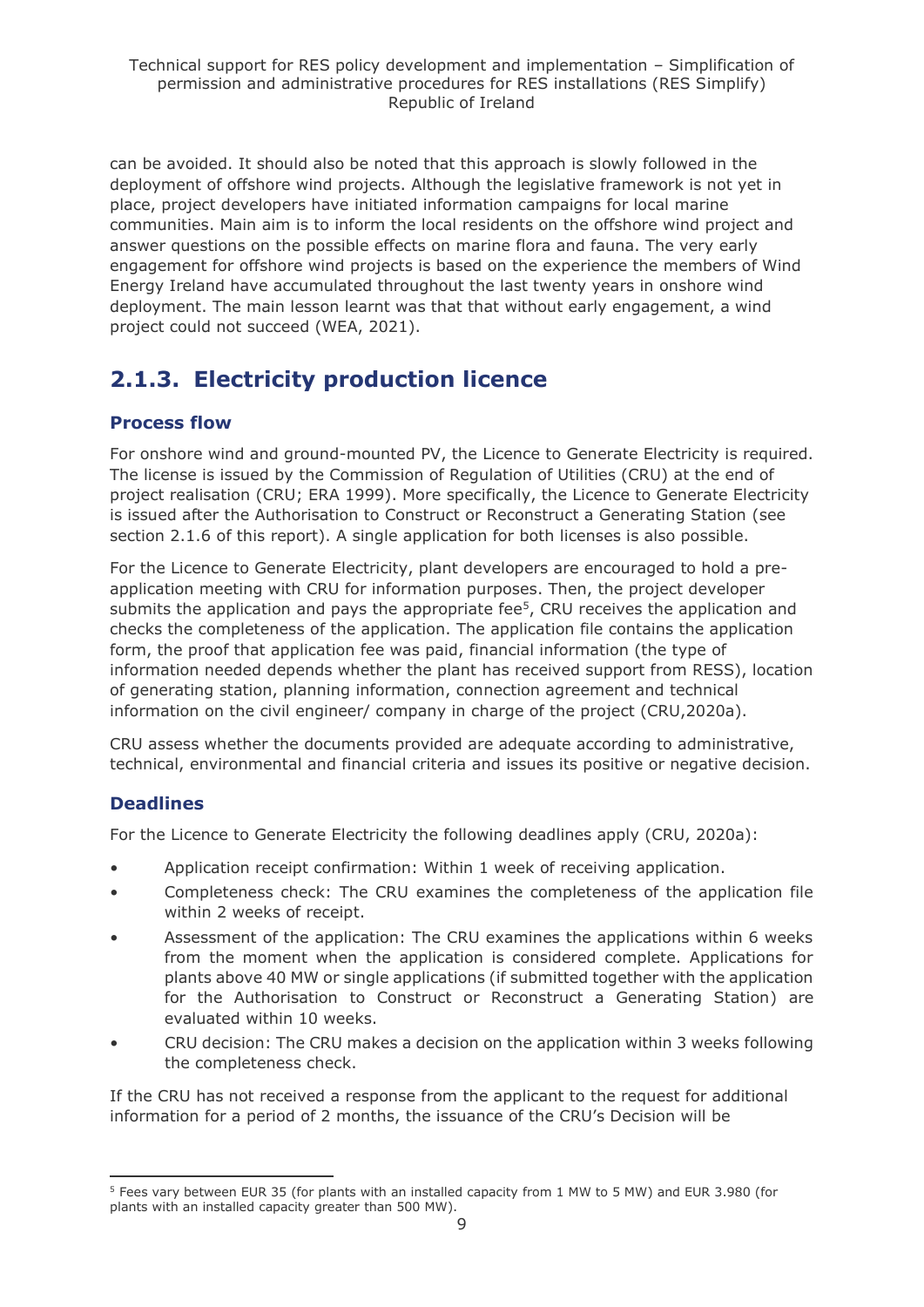can be avoided. It should also be noted that this approach is slowly followed in the deployment of offshore wind projects. Although the legislative framework is not yet in place, project developers have initiated information campaigns for local marine communities. Main aim is to inform the local residents on the offshore wind project and answer questions on the possible effects on marine flora and fauna. The very early engagement for offshore wind projects is based on the experience the members of Wind Energy Ireland have accumulated throughout the last twenty years in onshore wind deployment. The main lesson learnt was that that without early engagement, a wind project could not succeed (WEA, 2021).

## 2.1.3. Electricity production licence

### Process flow

For onshore wind and ground-mounted PV, the Licence to Generate Electricity is required. The license is issued by the Commission of Regulation of Utilities (CRU) at the end of project realisation (CRU; ERA 1999). More specifically, the Licence to Generate Electricity is issued after the Authorisation to Construct or Reconstruct a Generating Station (see section 2.1.6 of this report). A single application for both licenses is also possible.

For the Licence to Generate Electricity, plant developers are encouraged to hold a pre-application meeting with CRU for information purposes. Then, the project developer submits the application and pays the appropriate fee[5], CRU receives the application and checks the completeness of the application. The application file contains the application form, the proof that application fee was paid, financial information (the type of information needed depends whether the plant has received support from RESS), location of generating station, planning information, connection agreement and technical information on the civil engineer/ company in charge of the project (CRU,2020a).

CRU assess whether the documents provided are adequate according to administrative, technical, environmental and financial criteria and issues its positive or negative decision.

### Deadlines

For the Licence to Generate Electricity the following deadlines apply (CRU, 2020a):

- Application receipt confirmation: Within 1 week of receiving application.
- Completeness check: The CRU examines the completeness of the application file within 2 weeks of receipt.
- Assessment of the application: The CRU examines the applications within 6 weeks from the moment when the application is considered complete. Applications for plants above 40 MW or single applications (if submitted together with the application for the Authorisation to Construct or Reconstruct a Generating Station) are evaluated within 10 weeks.
- CRU decision: The CRU makes a decision on the application within 3 weeks following the completeness check.

If the CRU has not received a response from the applicant to the request for additional information for a period of 2 months, the issuance of the CRU's Decision will be

[5] Fees vary between EUR 35 (for plants with an installed capacity from 1 MW to 5 MW) and EUR 3.980 (for plants with an installed capacity greater than 500 MW).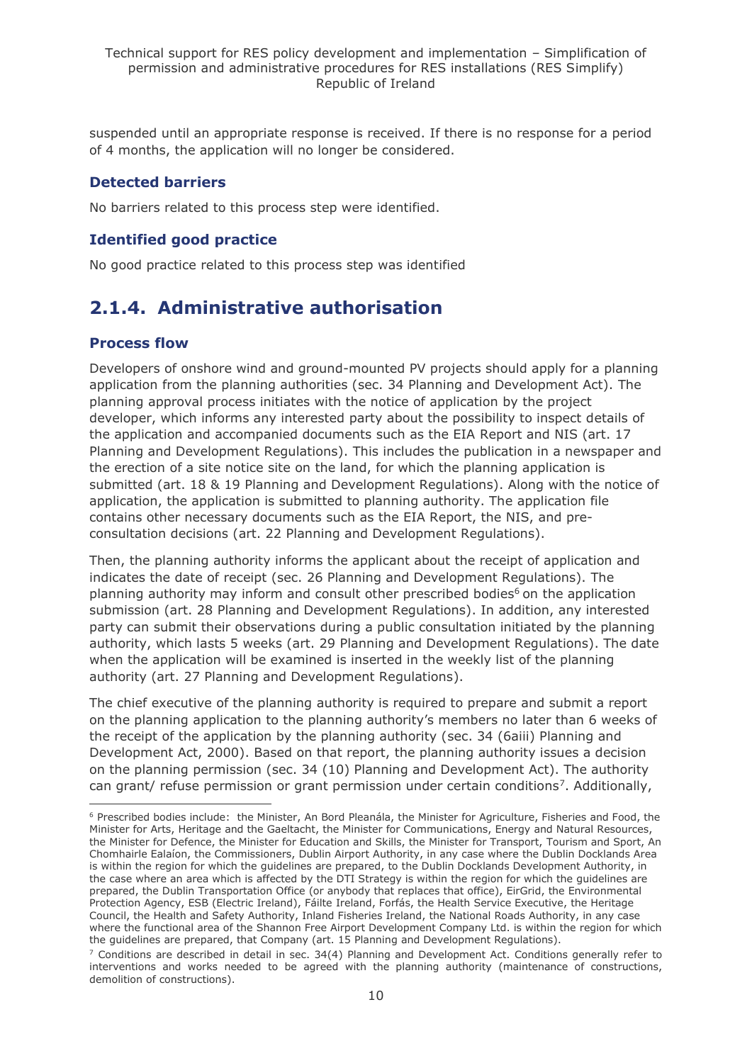suspended until an appropriate response is received. If there is no response for a period of 4 months, the application will no longer be considered.

### Detected barriers

No barriers related to this process step were identified.

### Identified good practice

No good practice related to this process step was identified

## 2.1.4. Administrative authorisation

### Process flow

Developers of onshore wind and ground-mounted PV projects should apply for a planning application from the planning authorities (sec. 34 Planning and Development Act). The planning approval process initiates with the notice of application by the project developer, which informs any interested party about the possibility to inspect details of the application and accompanied documents such as the EIA Report and NIS (art. 17 Planning and Development Regulations). This includes the publication in a newspaper and the erection of a site notice site on the land, for which the planning application is submitted (art. 18 & 19 Planning and Development Regulations). Along with the notice of application, the application is submitted to planning authority. The application file contains other necessary documents such as the EIA Report, the NIS, and pre-consultation decisions (art. 22 Planning and Development Regulations).

Then, the planning authority informs the applicant about the receipt of application and indicates the date of receipt (sec. 26 Planning and Development Regulations). The planning authority may inform and consult other prescribed bodies[6] on the application submission (art. 28 Planning and Development Regulations). In addition, any interested party can submit their observations during a public consultation initiated by the planning authority, which lasts 5 weeks (art. 29 Planning and Development Regulations). The date when the application will be examined is inserted in the weekly list of the planning authority (art. 27 Planning and Development Regulations).

The chief executive of the planning authority is required to prepare and submit a report on the planning application to the planning authority's members no later than 6 weeks of the receipt of the application by the planning authority (sec. 34 (6aiii) Planning and Development Act, 2000). Based on that report, the planning authority issues a decision on the planning permission (sec. 34 (10) Planning and Development Act). The authority can grant/ refuse permission or grant permission under certain conditions[7]. Additionally,

[6] Prescribed bodies include: the Minister, An Bord Pleanála, the Minister for Agriculture, Fisheries and Food, the Minister for Arts, Heritage and the Gaeltacht, the Minister for Communications, Energy and Natural Resources, the Minister for Defence, the Minister for Education and Skills, the Minister for Transport, Tourism and Sport, An Chomhairle Ealaíon, the Commissioners, Dublin Airport Authority, in any case where the Dublin Docklands Area is within the region for which the guidelines are prepared, to the Dublin Docklands Development Authority, in the case where an area which is affected by the DTI Strategy is within the region for which the guidelines are prepared, the Dublin Transportation Office (or anybody that replaces that office), EirGrid, the Environmental Protection Agency, ESB (Electric Ireland), Fáilte Ireland, Forfás, the Health Service Executive, the Heritage Council, the Health and Safety Authority, Inland Fisheries Ireland, the National Roads Authority, in any case where the functional area of the Shannon Free Airport Development Company Ltd. is within the region for which the guidelines are prepared, that Company (art. 15 Planning and Development Regulations).

[7] Conditions are described in detail in sec. 34(4) Planning and Development Act. Conditions generally refer to interventions and works needed to be agreed with the planning authority (maintenance of constructions, demolition of constructions).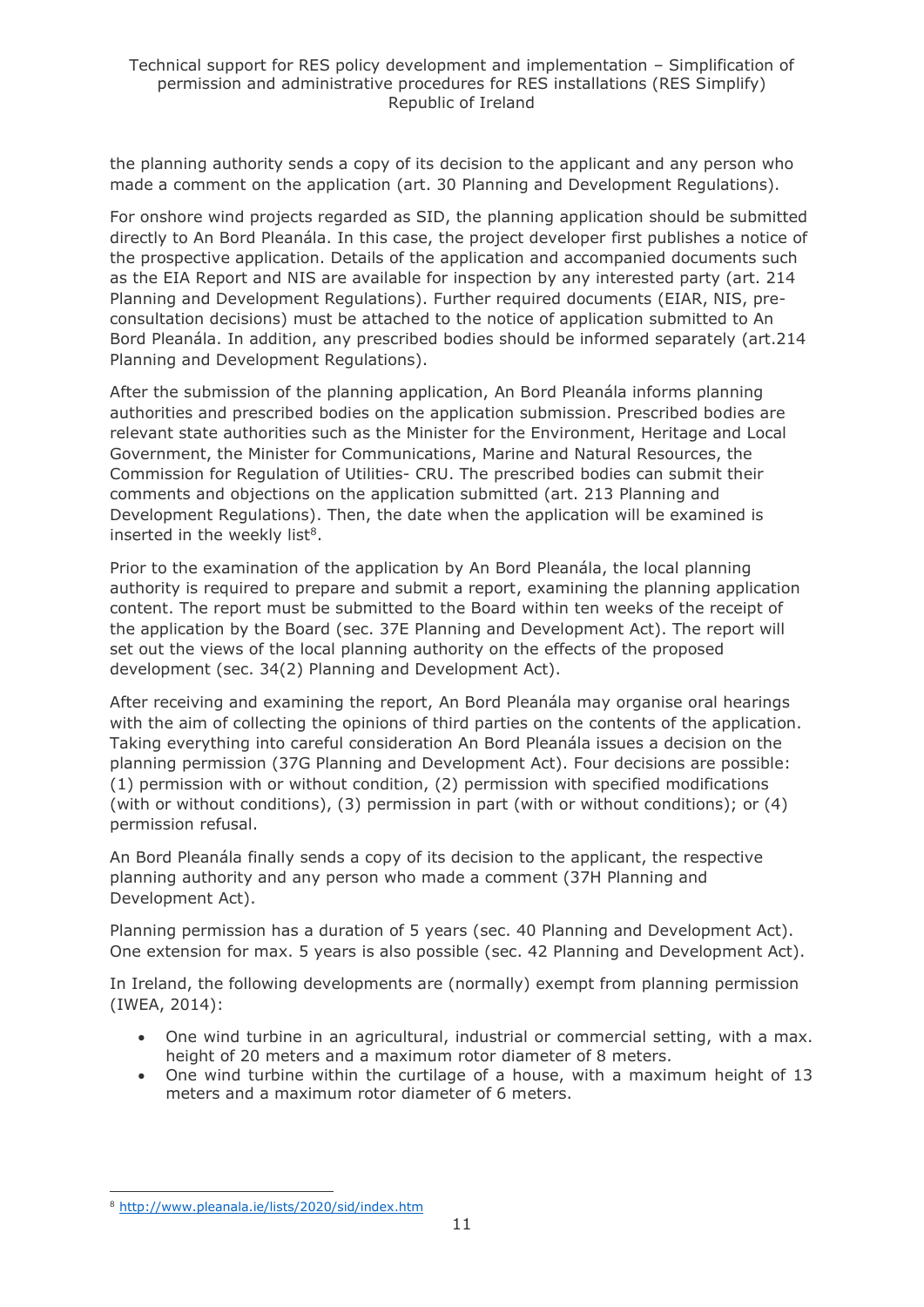the planning authority sends a copy of its decision to the applicant and any person who made a comment on the application (art. 30 Planning and Development Regulations).

For onshore wind projects regarded as SID, the planning application should be submitted directly to An Bord Pleanála. In this case, the project developer first publishes a notice of the prospective application. Details of the application and accompanied documents such as the EIA Report and NIS are available for inspection by any interested party (art. 214 Planning and Development Regulations). Further required documents (EIAR, NIS, pre-consultation decisions) must be attached to the notice of application submitted to An Bord Pleanála. In addition, any prescribed bodies should be informed separately (art.214 Planning and Development Regulations).

After the submission of the planning application, An Bord Pleanála informs planning authorities and prescribed bodies on the application submission. Prescribed bodies are relevant state authorities such as the Minister for the Environment, Heritage and Local Government, the Minister for Communications, Marine and Natural Resources, the Commission for Regulation of Utilities- CRU. The prescribed bodies can submit their comments and objections on the application submitted (art. 213 Planning and Development Regulations). Then, the date when the application will be examined is inserted in the weekly list[8].

Prior to the examination of the application by An Bord Pleanála, the local planning authority is required to prepare and submit a report, examining the planning application content. The report must be submitted to the Board within ten weeks of the receipt of the application by the Board (sec. 37E Planning and Development Act). The report will set out the views of the local planning authority on the effects of the proposed development (sec. 34(2) Planning and Development Act).

After receiving and examining the report, An Bord Pleanála may organise oral hearings with the aim of collecting the opinions of third parties on the contents of the application. Taking everything into careful consideration An Bord Pleanála issues a decision on the planning permission (37G Planning and Development Act). Four decisions are possible: (1) permission with or without condition, (2) permission with specified modifications (with or without conditions), (3) permission in part (with or without conditions); or (4) permission refusal.

An Bord Pleanála finally sends a copy of its decision to the applicant, the respective planning authority and any person who made a comment (37H Planning and Development Act).

Planning permission has a duration of 5 years (sec. 40 Planning and Development Act). One extension for max. 5 years is also possible (sec. 42 Planning and Development Act).

In Ireland, the following developments are (normally) exempt from planning permission (IWEA, 2014):

- One wind turbine in an agricultural, industrial or commercial setting, with a max. height of 20 meters and a maximum rotor diameter of 8 meters.
- One wind turbine within the curtilage of a house, with a maximum height of 13 meters and a maximum rotor diameter of 6 meters.

---

[8] http://www.pleanala.ie/lists/2020/sid/index.htm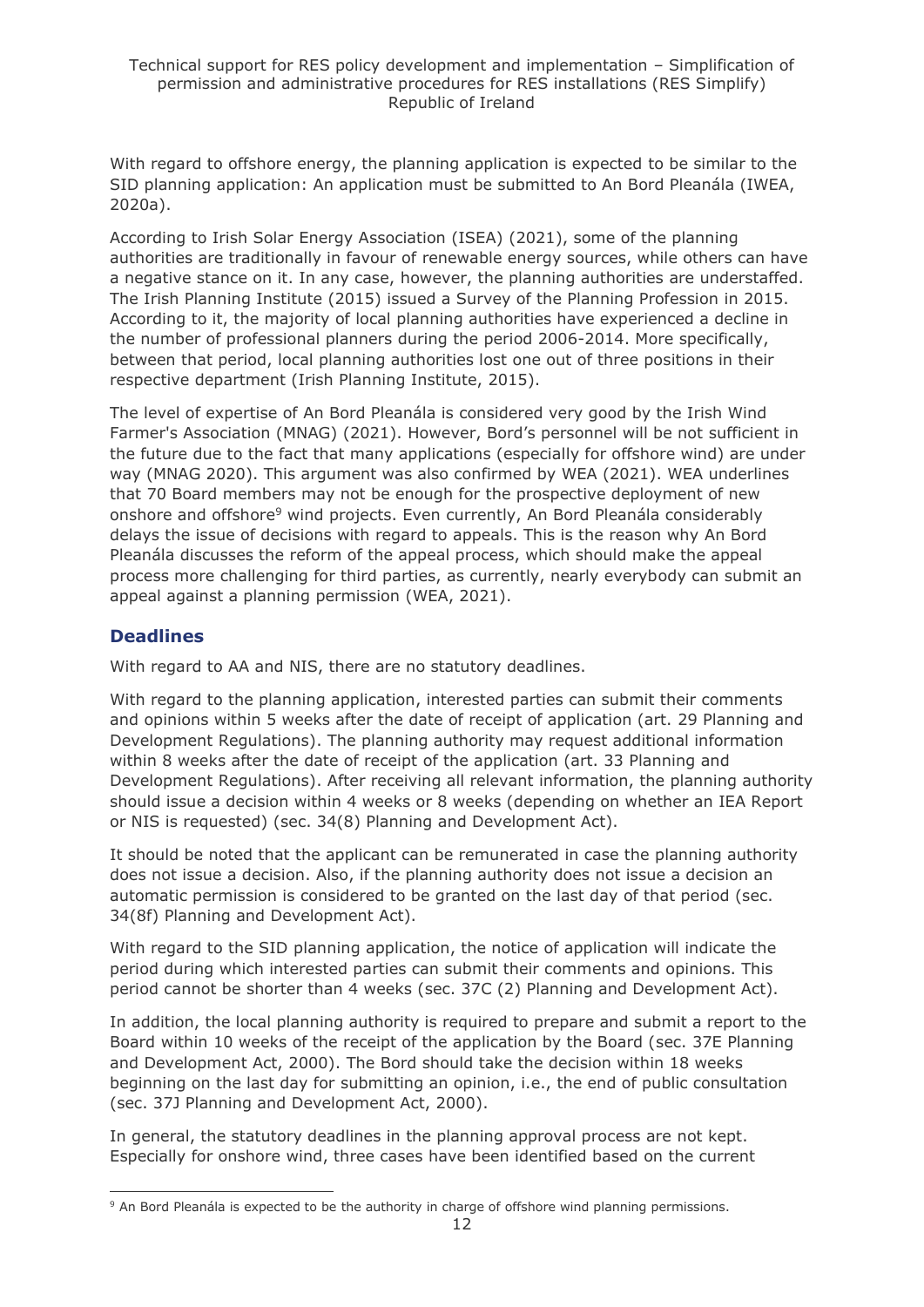With regard to offshore energy, the planning application is expected to be similar to the SID planning application: An application must be submitted to An Bord Pleanála (IWEA, 2020a).

According to Irish Solar Energy Association (ISEA) (2021), some of the planning authorities are traditionally in favour of renewable energy sources, while others can have a negative stance on it. In any case, however, the planning authorities are understaffed. The Irish Planning Institute (2015) issued a Survey of the Planning Profession in 2015. According to it, the majority of local planning authorities have experienced a decline in the number of professional planners during the period 2006-2014. More specifically, between that period, local planning authorities lost one out of three positions in their respective department (Irish Planning Institute, 2015).

The level of expertise of An Bord Pleanála is considered very good by the Irish Wind Farmer's Association (MNAG) (2021). However, Bord's personnel will be not sufficient in the future due to the fact that many applications (especially for offshore wind) are under way (MNAG 2020). This argument was also confirmed by WEA (2021). WEA underlines that 70 Board members may not be enough for the prospective deployment of new onshore and offshore[9] wind projects. Even currently, An Bord Pleanála considerably delays the issue of decisions with regard to appeals. This is the reason why An Bord Pleanála discusses the reform of the appeal process, which should make the appeal process more challenging for third parties, as currently, nearly everybody can submit an appeal against a planning permission (WEA, 2021).

## Deadlines

With regard to AA and NIS, there are no statutory deadlines.

With regard to the planning application, interested parties can submit their comments and opinions within 5 weeks after the date of receipt of application (art. 29 Planning and Development Regulations). The planning authority may request additional information within 8 weeks after the date of receipt of the application (art. 33 Planning and Development Regulations). After receiving all relevant information, the planning authority should issue a decision within 4 weeks or 8 weeks (depending on whether an IEA Report or NIS is requested) (sec. 34(8) Planning and Development Act).

It should be noted that the applicant can be remunerated in case the planning authority does not issue a decision. Also, if the planning authority does not issue a decision an automatic permission is considered to be granted on the last day of that period (sec. 34(8f) Planning and Development Act).

With regard to the SID planning application, the notice of application will indicate the period during which interested parties can submit their comments and opinions. This period cannot be shorter than 4 weeks (sec. 37C (2) Planning and Development Act).

In addition, the local planning authority is required to prepare and submit a report to the Board within 10 weeks of the receipt of the application by the Board (sec. 37E Planning and Development Act, 2000). The Bord should take the decision within 18 weeks beginning on the last day for submitting an opinion, i.e., the end of public consultation (sec. 37J Planning and Development Act, 2000).

In general, the statutory deadlines in the planning approval process are not kept. Especially for onshore wind, three cases have been identified based on the current

[9] An Bord Pleanála is expected to be the authority in charge of offshore wind planning permissions.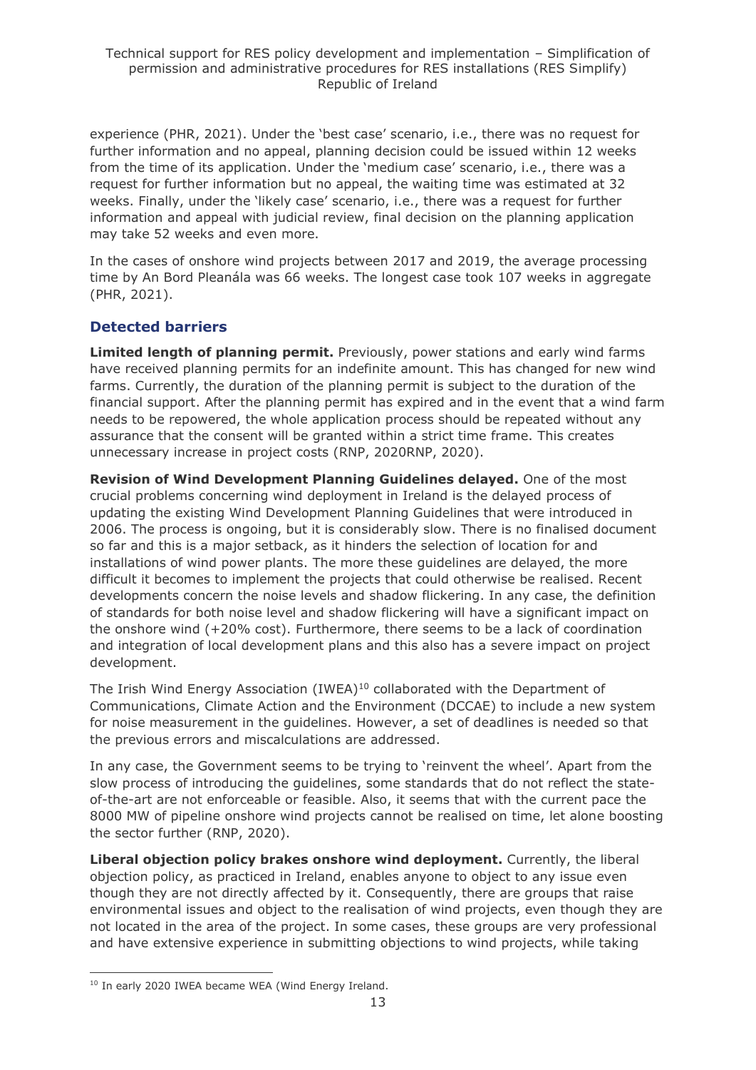experience (PHR, 2021). Under the 'best case' scenario, i.e., there was no request for further information and no appeal, planning decision could be issued within 12 weeks from the time of its application. Under the 'medium case' scenario, i.e., there was a request for further information but no appeal, the waiting time was estimated at 32 weeks. Finally, under the 'likely case' scenario, i.e., there was a request for further information and appeal with judicial review, final decision on the planning application may take 52 weeks and even more.

In the cases of onshore wind projects between 2017 and 2019, the average processing time by An Bord Pleanála was 66 weeks. The longest case took 107 weeks in aggregate (PHR, 2021).

## Detected barriers

**Limited length of planning permit.** Previously, power stations and early wind farms have received planning permits for an indefinite amount. This has changed for new wind farms. Currently, the duration of the planning permit is subject to the duration of the financial support. After the planning permit has expired and in the event that a wind farm needs to be repowered, the whole application process should be repeated without any assurance that the consent will be granted within a strict time frame. This creates unnecessary increase in project costs (RNP, 2020RNP, 2020).

**Revision of Wind Development Planning Guidelines delayed.** One of the most crucial problems concerning wind deployment in Ireland is the delayed process of updating the existing Wind Development Planning Guidelines that were introduced in 2006. The process is ongoing, but it is considerably slow. There is no finalised document so far and this is a major setback, as it hinders the selection of location for and installations of wind power plants. The more these guidelines are delayed, the more difficult it becomes to implement the projects that could otherwise be realised. Recent developments concern the noise levels and shadow flickering. In any case, the definition of standards for both noise level and shadow flickering will have a significant impact on the onshore wind (+20% cost). Furthermore, there seems to be a lack of coordination and integration of local development plans and this also has a severe impact on project development.

The Irish Wind Energy Association (IWEA)[10] collaborated with the Department of Communications, Climate Action and the Environment (DCCAE) to include a new system for noise measurement in the guidelines. However, a set of deadlines is needed so that the previous errors and miscalculations are addressed.

In any case, the Government seems to be trying to 'reinvent the wheel'. Apart from the slow process of introducing the guidelines, some standards that do not reflect the state-of-the-art are not enforceable or feasible. Also, it seems that with the current pace the 8000 MW of pipeline onshore wind projects cannot be realised on time, let alone boosting the sector further (RNP, 2020).

**Liberal objection policy brakes onshore wind deployment.** Currently, the liberal objection policy, as practiced in Ireland, enables anyone to object to any issue even though they are not directly affected by it. Consequently, there are groups that raise environmental issues and object to the realisation of wind projects, even though they are not located in the area of the project. In some cases, these groups are very professional and have extensive experience in submitting objections to wind projects, while taking

---

[10] In early 2020 IWEA became WEA (Wind Energy Ireland.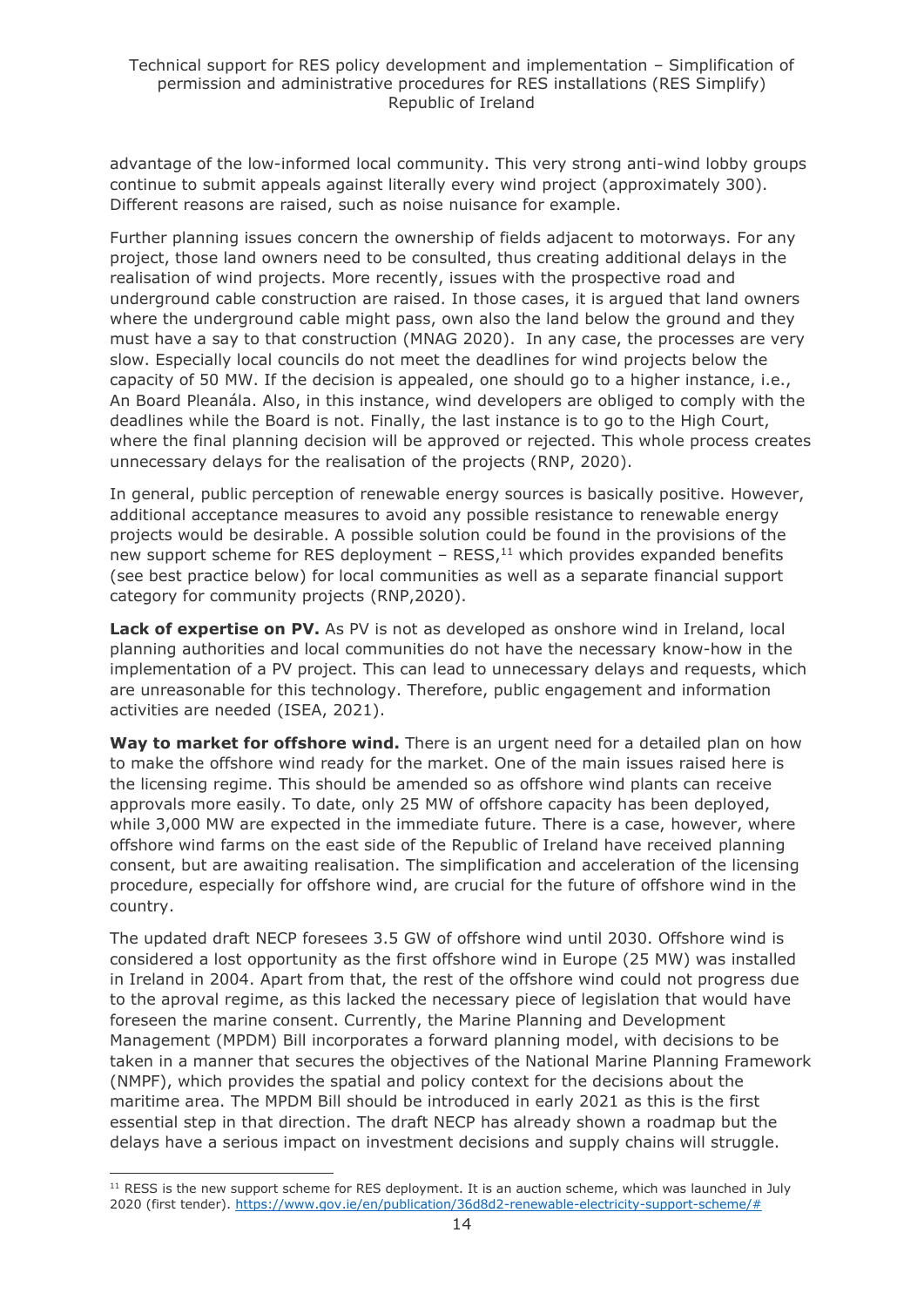advantage of the low-informed local community. This very strong anti-wind lobby groups continue to submit appeals against literally every wind project (approximately 300). Different reasons are raised, such as noise nuisance for example.

Further planning issues concern the ownership of fields adjacent to motorways. For any project, those land owners need to be consulted, thus creating additional delays in the realisation of wind projects. More recently, issues with the prospective road and underground cable construction are raised. In those cases, it is argued that land owners where the underground cable might pass, own also the land below the ground and they must have a say to that construction (MNAG 2020). In any case, the processes are very slow. Especially local councils do not meet the deadlines for wind projects below the capacity of 50 MW. If the decision is appealed, one should go to a higher instance, i.e., An Board Pleanála. Also, in this instance, wind developers are obliged to comply with the deadlines while the Board is not. Finally, the last instance is to go to the High Court, where the final planning decision will be approved or rejected. This whole process creates unnecessary delays for the realisation of the projects (RNP, 2020).

In general, public perception of renewable energy sources is basically positive. However, additional acceptance measures to avoid any possible resistance to renewable energy projects would be desirable. A possible solution could be found in the provisions of the new support scheme for RES deployment – RESS,[11] which provides expanded benefits (see best practice below) for local communities as well as a separate financial support category for community projects (RNP,2020).

**Lack of expertise on PV.** As PV is not as developed as onshore wind in Ireland, local planning authorities and local communities do not have the necessary know-how in the implementation of a PV project. This can lead to unnecessary delays and requests, which are unreasonable for this technology. Therefore, public engagement and information activities are needed (ISEA, 2021).

**Way to market for offshore wind.** There is an urgent need for a detailed plan on how to make the offshore wind ready for the market. One of the main issues raised here is the licensing regime. This should be amended so as offshore wind plants can receive approvals more easily. To date, only 25 MW of offshore capacity has been deployed, while 3,000 MW are expected in the immediate future. There is a case, however, where offshore wind farms on the east side of the Republic of Ireland have received planning consent, but are awaiting realisation. The simplification and acceleration of the licensing procedure, especially for offshore wind, are crucial for the future of offshore wind in the country.

The updated draft NECP foresees 3.5 GW of offshore wind until 2030. Offshore wind is considered a lost opportunity as the first offshore wind in Europe (25 MW) was installed in Ireland in 2004. Apart from that, the rest of the offshore wind could not progress due to the aproval regime, as this lacked the necessary piece of legislation that would have foreseen the marine consent. Currently, the Marine Planning and Development Management (MPDM) Bill incorporates a forward planning model, with decisions to be taken in a manner that secures the objectives of the National Marine Planning Framework (NMPF), which provides the spatial and policy context for the decisions about the maritime area. The MPDM Bill should be introduced in early 2021 as this is the first essential step in that direction. The draft NECP has already shown a roadmap but the delays have a serious impact on investment decisions and supply chains will struggle.

---

[11] RESS is the new support scheme for RES deployment. It is an auction scheme, which was launched in July 2020 (first tender). https://www.gov.ie/en/publication/36d8d2-renewable-electricity-support-scheme/#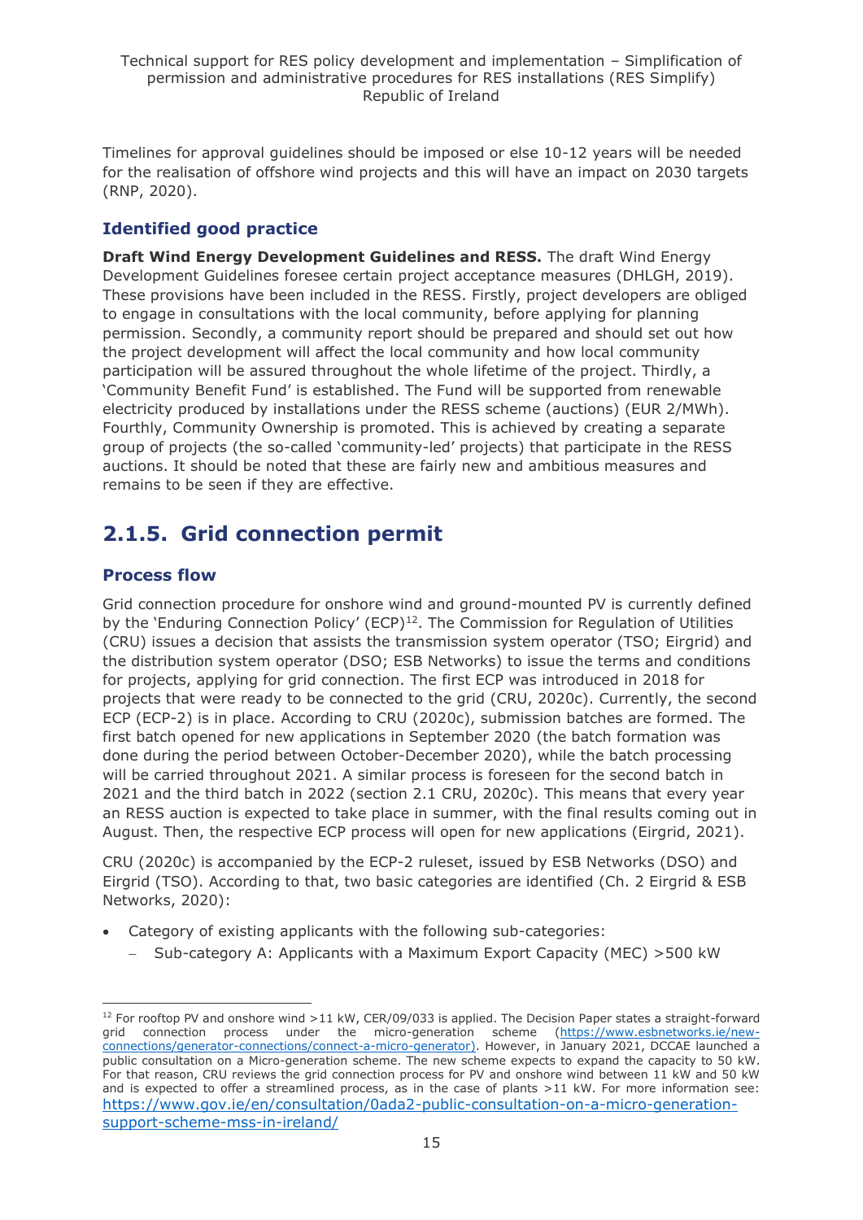Timelines for approval guidelines should be imposed or else 10-12 years will be needed for the realisation of offshore wind projects and this will have an impact on 2030 targets (RNP, 2020).

### Identified good practice

**Draft Wind Energy Development Guidelines and RESS.** The draft Wind Energy Development Guidelines foresee certain project acceptance measures (DHLGH, 2019). These provisions have been included in the RESS. Firstly, project developers are obliged to engage in consultations with the local community, before applying for planning permission. Secondly, a community report should be prepared and should set out how the project development will affect the local community and how local community participation will be assured throughout the whole lifetime of the project. Thirdly, a 'Community Benefit Fund' is established. The Fund will be supported from renewable electricity produced by installations under the RESS scheme (auctions) (EUR 2/MWh). Fourthly, Community Ownership is promoted. This is achieved by creating a separate group of projects (the so-called 'community-led' projects) that participate in the RESS auctions. It should be noted that these are fairly new and ambitious measures and remains to be seen if they are effective.

## 2.1.5. Grid connection permit

### Process flow

Grid connection procedure for onshore wind and ground-mounted PV is currently defined by the 'Enduring Connection Policy' (ECP)[12]. The Commission for Regulation of Utilities (CRU) issues a decision that assists the transmission system operator (TSO; Eirgrid) and the distribution system operator (DSO; ESB Networks) to issue the terms and conditions for projects, applying for grid connection. The first ECP was introduced in 2018 for projects that were ready to be connected to the grid (CRU, 2020c). Currently, the second ECP (ECP-2) is in place. According to CRU (2020c), submission batches are formed. The first batch opened for new applications in September 2020 (the batch formation was done during the period between October-December 2020), while the batch processing will be carried throughout 2021. A similar process is foreseen for the second batch in 2021 and the third batch in 2022 (section 2.1 CRU, 2020c). This means that every year an RESS auction is expected to take place in summer, with the final results coming out in August. Then, the respective ECP process will open for new applications (Eirgrid, 2021).

CRU (2020c) is accompanied by the ECP-2 ruleset, issued by ESB Networks (DSO) and Eirgrid (TSO). According to that, two basic categories are identified (Ch. 2 Eirgrid & ESB Networks, 2020):

- Category of existing applicants with the following sub-categories:
  - Sub-category A: Applicants with a Maximum Export Capacity (MEC) >500 kW

[12] For rooftop PV and onshore wind >11 kW, CER/09/033 is applied. The Decision Paper states a straight-forward grid connection process under the micro-generation scheme (https://www.esbnetworks.ie/new-connections/generator-connections/connect-a-micro-generator). However, in January 2021, DCCAE launched a public consultation on a Micro-generation scheme. The new scheme expects to expand the capacity to 50 kW. For that reason, CRU reviews the grid connection process for PV and onshore wind between 11 kW and 50 kW and is expected to offer a streamlined process, as in the case of plants >11 kW. For more information see: https://www.gov.ie/en/consultation/0ada2-public-consultation-on-a-micro-generation-support-scheme-mss-in-ireland/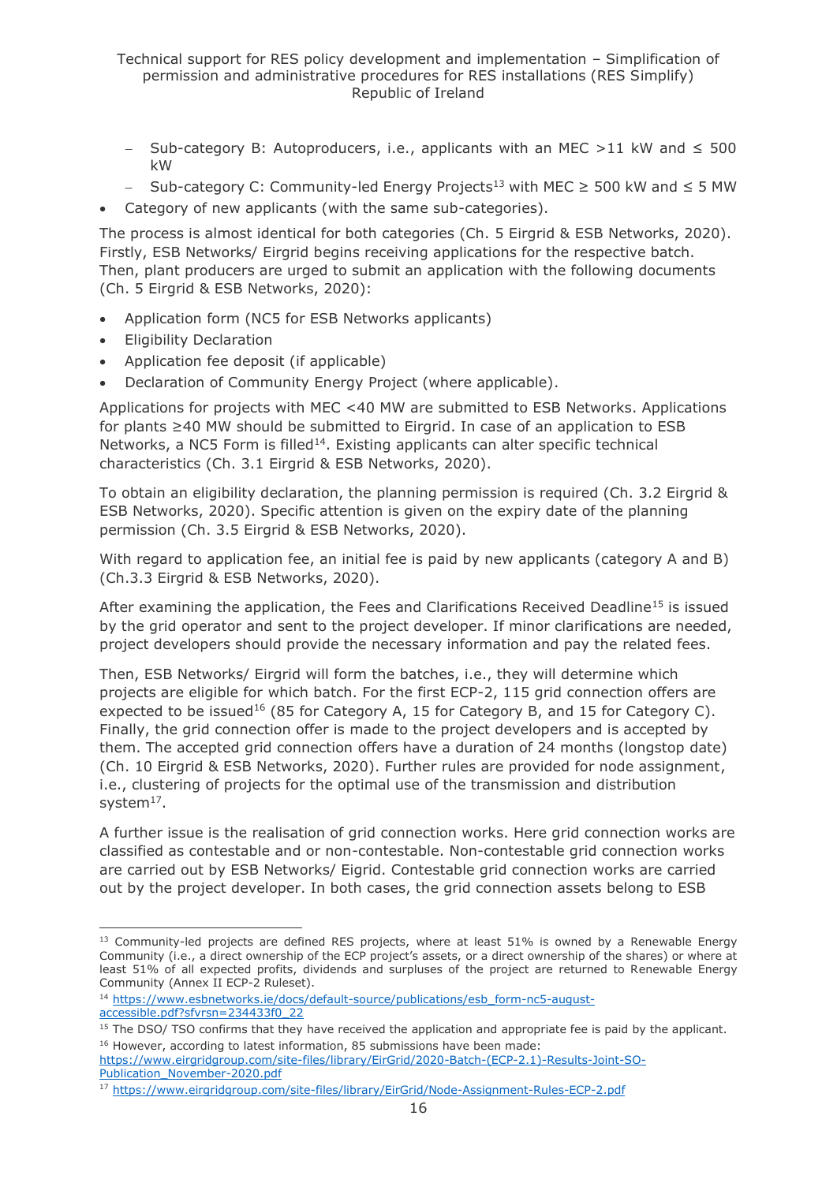- Sub-category B: Autoproducers, i.e., applicants with an MEC >11 kW and ≤ 500 kW
  - Sub-category C: Community-led Energy Projects[13] with MEC ≥ 500 kW and ≤ 5 MW
- Category of new applicants (with the same sub-categories).

The process is almost identical for both categories (Ch. 5 Eirgrid & ESB Networks, 2020). Firstly, ESB Networks/ Eirgrid begins receiving applications for the respective batch. Then, plant producers are urged to submit an application with the following documents (Ch. 5 Eirgrid & ESB Networks, 2020):

- Application form (NC5 for ESB Networks applicants)
- Eligibility Declaration
- Application fee deposit (if applicable)
- Declaration of Community Energy Project (where applicable).

Applications for projects with MEC <40 MW are submitted to ESB Networks. Applications for plants ≥40 MW should be submitted to Eirgrid. In case of an application to ESB Networks, a NC5 Form is filled[14]. Existing applicants can alter specific technical characteristics (Ch. 3.1 Eirgrid & ESB Networks, 2020).

To obtain an eligibility declaration, the planning permission is required (Ch. 3.2 Eirgrid & ESB Networks, 2020). Specific attention is given on the expiry date of the planning permission (Ch. 3.5 Eirgrid & ESB Networks, 2020).

With regard to application fee, an initial fee is paid by new applicants (category A and B) (Ch.3.3 Eirgrid & ESB Networks, 2020).

After examining the application, the Fees and Clarifications Received Deadline[15] is issued by the grid operator and sent to the project developer. If minor clarifications are needed, project developers should provide the necessary information and pay the related fees.

Then, ESB Networks/ Eirgrid will form the batches, i.e., they will determine which projects are eligible for which batch. For the first ECP-2, 115 grid connection offers are expected to be issued[16] (85 for Category A, 15 for Category B, and 15 for Category C). Finally, the grid connection offer is made to the project developers and is accepted by them. The accepted grid connection offers have a duration of 24 months (longstop date) (Ch. 10 Eirgrid & ESB Networks, 2020). Further rules are provided for node assignment, i.e., clustering of projects for the optimal use of the transmission and distribution system[17].

A further issue is the realisation of grid connection works. Here grid connection works are classified as contestable and or non-contestable. Non-contestable grid connection works are carried out by ESB Networks/ Eigrid. Contestable grid connection works are carried out by the project developer. In both cases, the grid connection assets belong to ESB

---

[13] Community-led projects are defined RES projects, where at least 51% is owned by a Renewable Energy Community (i.e., a direct ownership of the ECP project's assets, or a direct ownership of the shares) or where at least 51% of all expected profits, dividends and surpluses of the project are returned to Renewable Energy Community (Annex II ECP-2 Ruleset).

[14] https://www.esbnetworks.ie/docs/default-source/publications/esb_form-nc5-august-accessible.pdf?sfvrsn=234433f0_22

[15] The DSO/ TSO confirms that they have received the application and appropriate fee is paid by the applicant.

[16] However, according to latest information, 85 submissions have been made: https://www.eirgridgroup.com/site-files/library/EirGrid/2020-Batch-(ECP-2.1)-Results-Joint-SO-Publication_November-2020.pdf

[17] https://www.eirgridgroup.com/site-files/library/EirGrid/Node-Assignment-Rules-ECP-2.pdf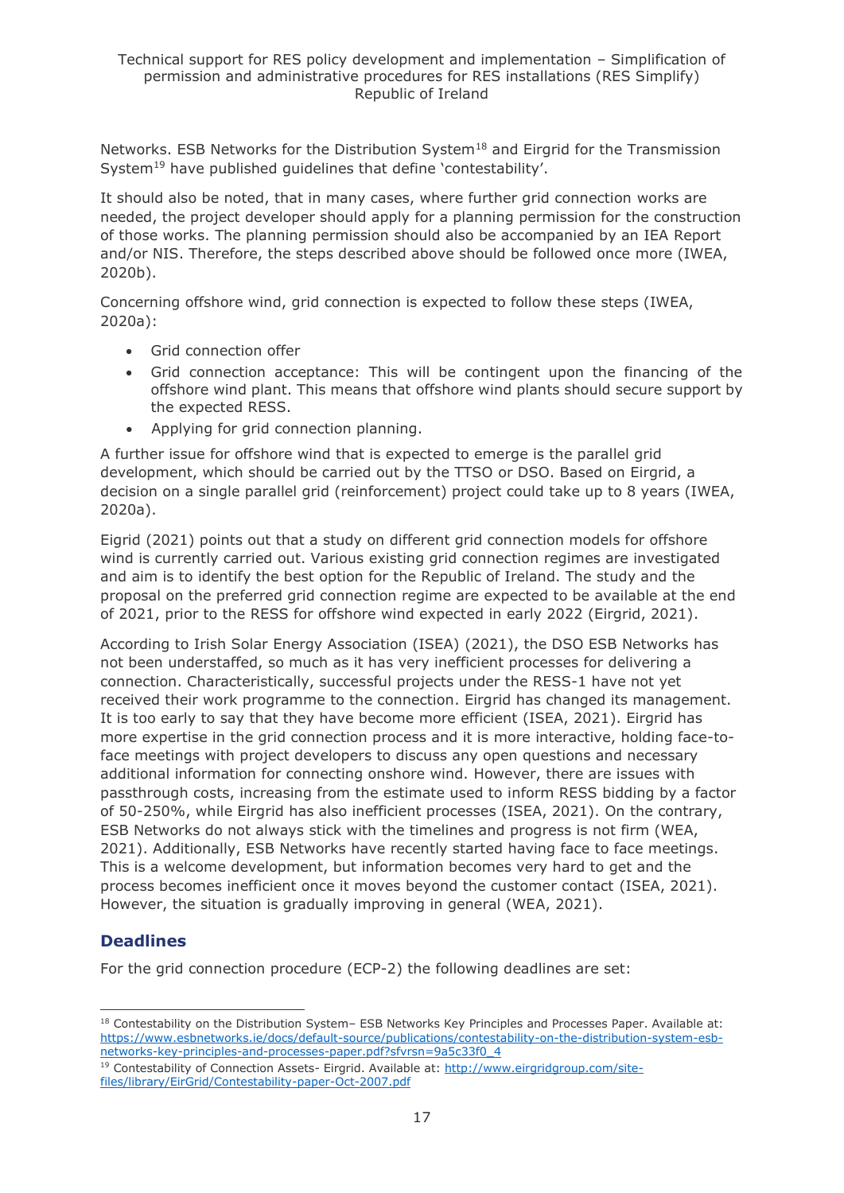Networks. ESB Networks for the Distribution System[18] and Eirgrid for the Transmission System[19] have published guidelines that define 'contestability'.

It should also be noted, that in many cases, where further grid connection works are needed, the project developer should apply for a planning permission for the construction of those works. The planning permission should also be accompanied by an IEA Report and/or NIS. Therefore, the steps described above should be followed once more (IWEA, 2020b).

Concerning offshore wind, grid connection is expected to follow these steps (IWEA, 2020a):

- Grid connection offer
- Grid connection acceptance: This will be contingent upon the financing of the offshore wind plant. This means that offshore wind plants should secure support by the expected RESS.
- Applying for grid connection planning.

A further issue for offshore wind that is expected to emerge is the parallel grid development, which should be carried out by the TTSO or DSO. Based on Eirgrid, a decision on a single parallel grid (reinforcement) project could take up to 8 years (IWEA, 2020a).

Eigrid (2021) points out that a study on different grid connection models for offshore wind is currently carried out. Various existing grid connection regimes are investigated and aim is to identify the best option for the Republic of Ireland. The study and the proposal on the preferred grid connection regime are expected to be available at the end of 2021, prior to the RESS for offshore wind expected in early 2022 (Eirgrid, 2021).

According to Irish Solar Energy Association (ISEA) (2021), the DSO ESB Networks has not been understaffed, so much as it has very inefficient processes for delivering a connection. Characteristically, successful projects under the RESS-1 have not yet received their work programme to the connection. Eirgrid has changed its management. It is too early to say that they have become more efficient (ISEA, 2021). Eirgrid has more expertise in the grid connection process and it is more interactive, holding face-to-face meetings with project developers to discuss any open questions and necessary additional information for connecting onshore wind. However, there are issues with passthrough costs, increasing from the estimate used to inform RESS bidding by a factor of 50-250%, while Eirgrid has also inefficient processes (ISEA, 2021). On the contrary, ESB Networks do not always stick with the timelines and progress is not firm (WEA, 2021). Additionally, ESB Networks have recently started having face to face meetings. This is a welcome development, but information becomes very hard to get and the process becomes inefficient once it moves beyond the customer contact (ISEA, 2021). However, the situation is gradually improving in general (WEA, 2021).

### Deadlines

For the grid connection procedure (ECP-2) the following deadlines are set:

---

[18] Contestability on the Distribution System– ESB Networks Key Principles and Processes Paper. Available at: https://www.esbnetworks.ie/docs/default-source/publications/contestability-on-the-distribution-system-esb-networks-key-principles-and-processes-paper.pdf?sfvrsn=9a5c33f0_4

[19] Contestability of Connection Assets- Eirgrid. Available at: http://www.eirgridgroup.com/site-files/library/EirGrid/Contestability-paper-Oct-2007.pdf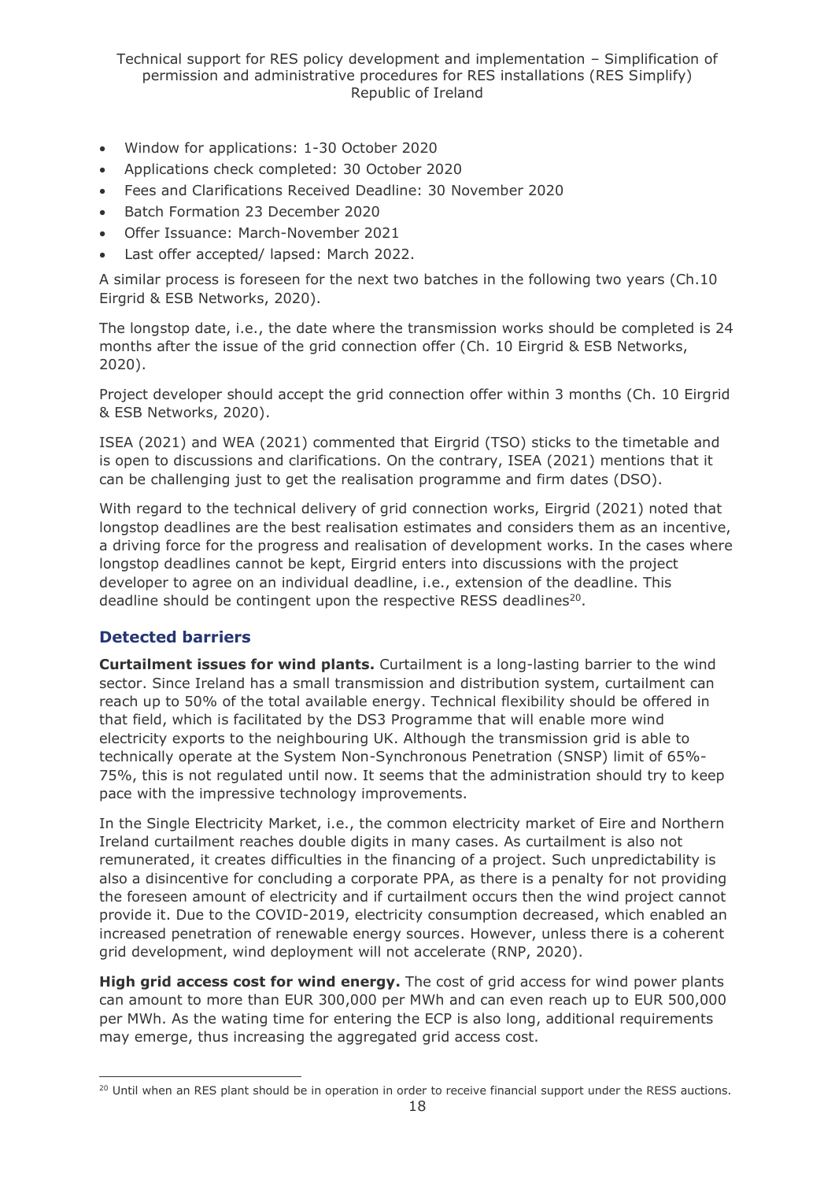- Window for applications: 1-30 October 2020
- Applications check completed: 30 October 2020
- Fees and Clarifications Received Deadline: 30 November 2020
- Batch Formation 23 December 2020
- Offer Issuance: March-November 2021
- Last offer accepted/ lapsed: March 2022.

A similar process is foreseen for the next two batches in the following two years (Ch.10 Eirgrid & ESB Networks, 2020).

The longstop date, i.e., the date where the transmission works should be completed is 24 months after the issue of the grid connection offer (Ch. 10 Eirgrid & ESB Networks, 2020).

Project developer should accept the grid connection offer within 3 months (Ch. 10 Eirgrid & ESB Networks, 2020).

ISEA (2021) and WEA (2021) commented that Eirgrid (TSO) sticks to the timetable and is open to discussions and clarifications. On the contrary, ISEA (2021) mentions that it can be challenging just to get the realisation programme and firm dates (DSO).

With regard to the technical delivery of grid connection works, Eirgrid (2021) noted that longstop deadlines are the best realisation estimates and considers them as an incentive, a driving force for the progress and realisation of development works. In the cases where longstop deadlines cannot be kept, Eirgrid enters into discussions with the project developer to agree on an individual deadline, i.e., extension of the deadline. This deadline should be contingent upon the respective RESS deadlines[20].

## Detected barriers

**Curtailment issues for wind plants.** Curtailment is a long-lasting barrier to the wind sector. Since Ireland has a small transmission and distribution system, curtailment can reach up to 50% of the total available energy. Technical flexibility should be offered in that field, which is facilitated by the DS3 Programme that will enable more wind electricity exports to the neighbouring UK. Although the transmission grid is able to technically operate at the System Non-Synchronous Penetration (SNSP) limit of 65%-75%, this is not regulated until now. It seems that the administration should try to keep pace with the impressive technology improvements.

In the Single Electricity Market, i.e., the common electricity market of Eire and Northern Ireland curtailment reaches double digits in many cases. As curtailment is also not remunerated, it creates difficulties in the financing of a project. Such unpredictability is also a disincentive for concluding a corporate PPA, as there is a penalty for not providing the foreseen amount of electricity and if curtailment occurs then the wind project cannot provide it. Due to the COVID-2019, electricity consumption decreased, which enabled an increased penetration of renewable energy sources. However, unless there is a coherent grid development, wind deployment will not accelerate (RNP, 2020).

**High grid access cost for wind energy.** The cost of grid access for wind power plants can amount to more than EUR 300,000 per MWh and can even reach up to EUR 500,000 per MWh. As the wating time for entering the ECP is also long, additional requirements may emerge, thus increasing the aggregated grid access cost.

[20] Until when an RES plant should be in operation in order to receive financial support under the RESS auctions.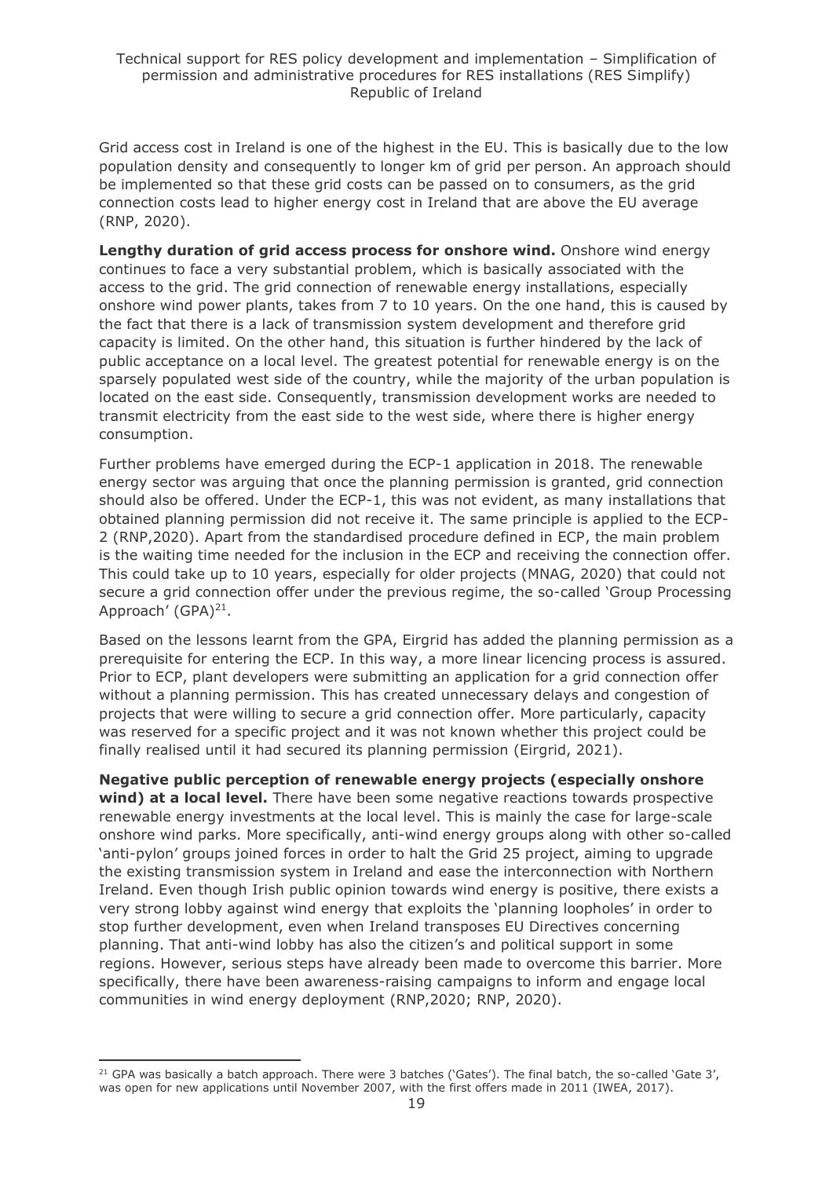Grid access cost in Ireland is one of the highest in the EU. This is basically due to the low population density and consequently to longer km of grid per person. An approach should be implemented so that these grid costs can be passed on to consumers, as the grid connection costs lead to higher energy cost in Ireland that are above the EU average (RNP, 2020).

**Lengthy duration of grid access process for onshore wind.** Onshore wind energy continues to face a very substantial problem, which is basically associated with the access to the grid. The grid connection of renewable energy installations, especially onshore wind power plants, takes from 7 to 10 years. On the one hand, this is caused by the fact that there is a lack of transmission system development and therefore grid capacity is limited. On the other hand, this situation is further hindered by the lack of public acceptance on a local level. The greatest potential for renewable energy is on the sparsely populated west side of the country, while the majority of the urban population is located on the east side. Consequently, transmission development works are needed to transmit electricity from the east side to the west side, where there is higher energy consumption.

Further problems have emerged during the ECP-1 application in 2018. The renewable energy sector was arguing that once the planning permission is granted, grid connection should also be offered. Under the ECP-1, this was not evident, as many installations that obtained planning permission did not receive it. The same principle is applied to the ECP-2 (RNP,2020). Apart from the standardised procedure defined in ECP, the main problem is the waiting time needed for the inclusion in the ECP and receiving the connection offer. This could take up to 10 years, especially for older projects (MNAG, 2020) that could not secure a grid connection offer under the previous regime, the so-called 'Group Processing Approach' (GPA)[21].

Based on the lessons learnt from the GPA, Eirgrid has added the planning permission as a prerequisite for entering the ECP. In this way, a more linear licencing process is assured. Prior to ECP, plant developers were submitting an application for a grid connection offer without a planning permission. This has created unnecessary delays and congestion of projects that were willing to secure a grid connection offer. More particularly, capacity was reserved for a specific project and it was not known whether this project could be finally realised until it had secured its planning permission (Eirgrid, 2021).

**Negative public perception of renewable energy projects (especially onshore wind) at a local level.** There have been some negative reactions towards prospective renewable energy investments at the local level. This is mainly the case for large-scale onshore wind parks. More specifically, anti-wind energy groups along with other so-called 'anti-pylon' groups joined forces in order to halt the Grid 25 project, aiming to upgrade the existing transmission system in Ireland and ease the interconnection with Northern Ireland. Even though Irish public opinion towards wind energy is positive, there exists a very strong lobby against wind energy that exploits the 'planning loopholes' in order to stop further development, even when Ireland transposes EU Directives concerning planning. That anti-wind lobby has also the citizen's and political support in some regions. However, serious steps have already been made to overcome this barrier. More specifically, there have been awareness-raising campaigns to inform and engage local communities in wind energy deployment (RNP,2020; RNP, 2020).

---

[21] GPA was basically a batch approach. There were 3 batches ('Gates'). The final batch, the so-called 'Gate 3', was open for new applications until November 2007, with the first offers made in 2011 (IWEA, 2017).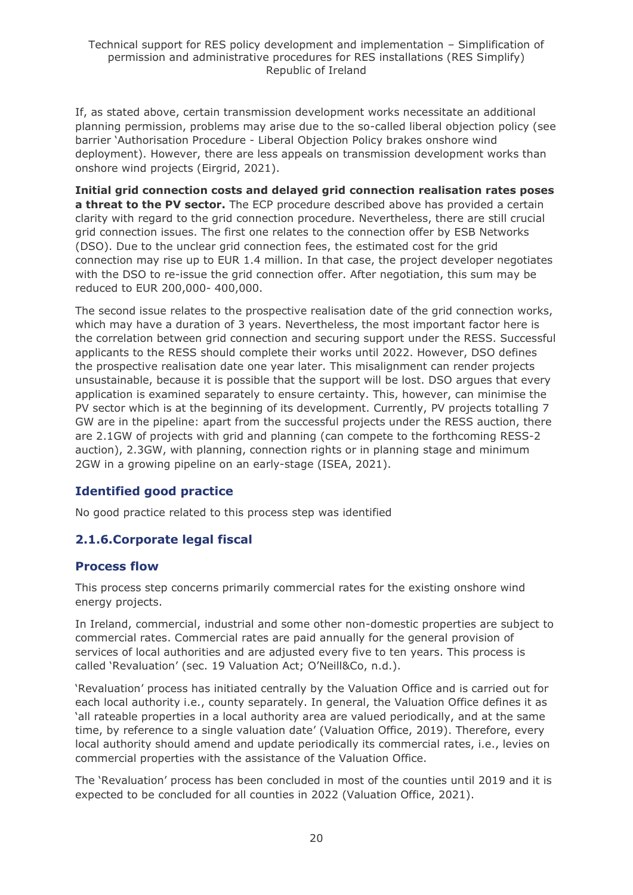If, as stated above, certain transmission development works necessitate an additional planning permission, problems may arise due to the so-called liberal objection policy (see barrier 'Authorisation Procedure - Liberal Objection Policy brakes onshore wind deployment). However, there are less appeals on transmission development works than onshore wind projects (Eirgrid, 2021).

**Initial grid connection costs and delayed grid connection realisation rates poses a threat to the PV sector.** The ECP procedure described above has provided a certain clarity with regard to the grid connection procedure. Nevertheless, there are still crucial grid connection issues. The first one relates to the connection offer by ESB Networks (DSO). Due to the unclear grid connection fees, the estimated cost for the grid connection may rise up to EUR 1.4 million. In that case, the project developer negotiates with the DSO to re-issue the grid connection offer. After negotiation, this sum may be reduced to EUR 200,000- 400,000.

The second issue relates to the prospective realisation date of the grid connection works, which may have a duration of 3 years. Nevertheless, the most important factor here is the correlation between grid connection and securing support under the RESS. Successful applicants to the RESS should complete their works until 2022. However, DSO defines the prospective realisation date one year later. This misalignment can render projects unsustainable, because it is possible that the support will be lost. DSO argues that every application is examined separately to ensure certainty. This, however, can minimise the PV sector which is at the beginning of its development. Currently, PV projects totalling 7 GW are in the pipeline: apart from the successful projects under the RESS auction, there are 2.1GW of projects with grid and planning (can compete to the forthcoming RESS-2 auction), 2.3GW, with planning, connection rights or in planning stage and minimum 2GW in a growing pipeline on an early-stage (ISEA, 2021).

### Identified good practice

No good practice related to this process step was identified

## 2.1.6.Corporate legal fiscal

### Process flow

This process step concerns primarily commercial rates for the existing onshore wind energy projects.

In Ireland, commercial, industrial and some other non-domestic properties are subject to commercial rates. Commercial rates are paid annually for the general provision of services of local authorities and are adjusted every five to ten years. This process is called 'Revaluation' (sec. 19 Valuation Act; O'Neill&Co, n.d.).

'Revaluation' process has initiated centrally by the Valuation Office and is carried out for each local authority i.e., county separately. In general, the Valuation Office defines it as 'all rateable properties in a local authority area are valued periodically, and at the same time, by reference to a single valuation date' (Valuation Office, 2019). Therefore, every local authority should amend and update periodically its commercial rates, i.e., levies on commercial properties with the assistance of the Valuation Office.

The 'Revaluation' process has been concluded in most of the counties until 2019 and it is expected to be concluded for all counties in 2022 (Valuation Office, 2021).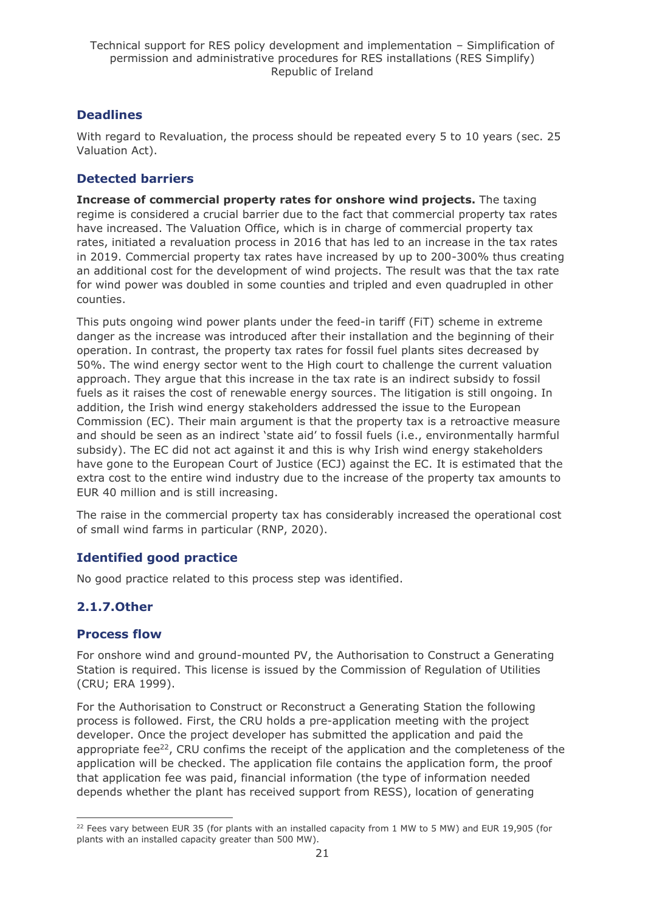### Deadlines

With regard to Revaluation, the process should be repeated every 5 to 10 years (sec. 25 Valuation Act).

### Detected barriers

**Increase of commercial property rates for onshore wind projects.** The taxing regime is considered a crucial barrier due to the fact that commercial property tax rates have increased. The Valuation Office, which is in charge of commercial property tax rates, initiated a revaluation process in 2016 that has led to an increase in the tax rates in 2019. Commercial property tax rates have increased by up to 200-300% thus creating an additional cost for the development of wind projects. The result was that the tax rate for wind power was doubled in some counties and tripled and even quadrupled in other counties.

This puts ongoing wind power plants under the feed-in tariff (FiT) scheme in extreme danger as the increase was introduced after their installation and the beginning of their operation. In contrast, the property tax rates for fossil fuel plants sites decreased by 50%. The wind energy sector went to the High court to challenge the current valuation approach. They argue that this increase in the tax rate is an indirect subsidy to fossil fuels as it raises the cost of renewable energy sources. The litigation is still ongoing. In addition, the Irish wind energy stakeholders addressed the issue to the European Commission (EC). Their main argument is that the property tax is a retroactive measure and should be seen as an indirect 'state aid' to fossil fuels (i.e., environmentally harmful subsidy). The EC did not act against it and this is why Irish wind energy stakeholders have gone to the European Court of Justice (ECJ) against the EC. It is estimated that the extra cost to the entire wind industry due to the increase of the property tax amounts to EUR 40 million and is still increasing.

The raise in the commercial property tax has considerably increased the operational cost of small wind farms in particular (RNP, 2020).

### Identified good practice

No good practice related to this process step was identified.

## 2.1.7. Other

### Process flow

For onshore wind and ground-mounted PV, the Authorisation to Construct a Generating Station is required. This license is issued by the Commission of Regulation of Utilities (CRU; ERA 1999).

For the Authorisation to Construct or Reconstruct a Generating Station the following process is followed. First, the CRU holds a pre-application meeting with the project developer. Once the project developer has submitted the application and paid the appropriate fee[22], CRU confirms the receipt of the application and the completeness of the application will be checked. The application file contains the application form, the proof that application fee was paid, financial information (the type of information needed depends whether the plant has received support from RESS), location of generating

[22] Fees vary between EUR 35 (for plants with an installed capacity from 1 MW to 5 MW) and EUR 19,905 (for plants with an installed capacity greater than 500 MW).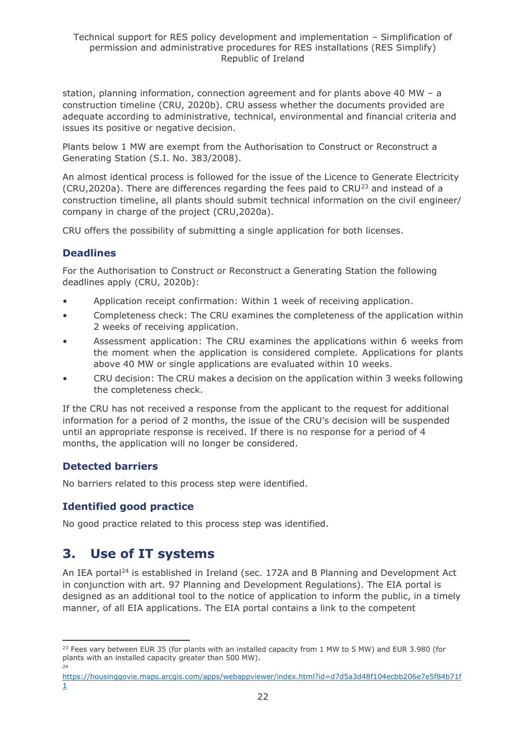station, planning information, connection agreement and for plants above 40 MW – a construction timeline (CRU, 2020b). CRU assess whether the documents provided are adequate according to administrative, technical, environmental and financial criteria and issues its positive or negative decision.

Plants below 1 MW are exempt from the Authorisation to Construct or Reconstruct a Generating Station (S.I. No. 383/2008).

An almost identical process is followed for the issue of the Licence to Generate Electricity (CRU,2020a). There are differences regarding the fees paid to CRU[23] and instead of a construction timeline, all plants should submit technical information on the civil engineer/ company in charge of the project (CRU,2020a).

CRU offers the possibility of submitting a single application for both licenses.

### Deadlines

For the Authorisation to Construct or Reconstruct a Generating Station the following deadlines apply (CRU, 2020b):

- Application receipt confirmation: Within 1 week of receiving application.
- Completeness check: The CRU examines the completeness of the application within 2 weeks of receiving application.
- Assessment application: The CRU examines the applications within 6 weeks from the moment when the application is considered complete. Applications for plants above 40 MW or single applications are evaluated within 10 weeks.
- CRU decision: The CRU makes a decision on the application within 3 weeks following the completeness check.

If the CRU has not received a response from the applicant to the request for additional information for a period of 2 months, the issue of the CRU's decision will be suspended until an appropriate response is received. If there is no response for a period of 4 months, the application will no longer be considered.

### Detected barriers

No barriers related to this process step were identified.

### Identified good practice

No good practice related to this process step was identified.

## 3. Use of IT systems

An IEA portal[24] is established in Ireland (sec. 172A and B Planning and Development Act in conjunction with art. 97 Planning and Development Regulations). The EIA portal is designed as an additional tool to the notice of application to inform the public, in a timely manner, of all EIA applications. The EIA portal contains a link to the competent

---

[23] Fees vary between EUR 35 (for plants with an installed capacity from 1 MW to 5 MW) and EUR 3.980 (for plants with an installed capacity greater than 500 MW).

[24] https://housinggovie.maps.arcgis.com/apps/webappviewer/index.html?id=d7d5a3d48f104ecbb206e7e5f84b71f1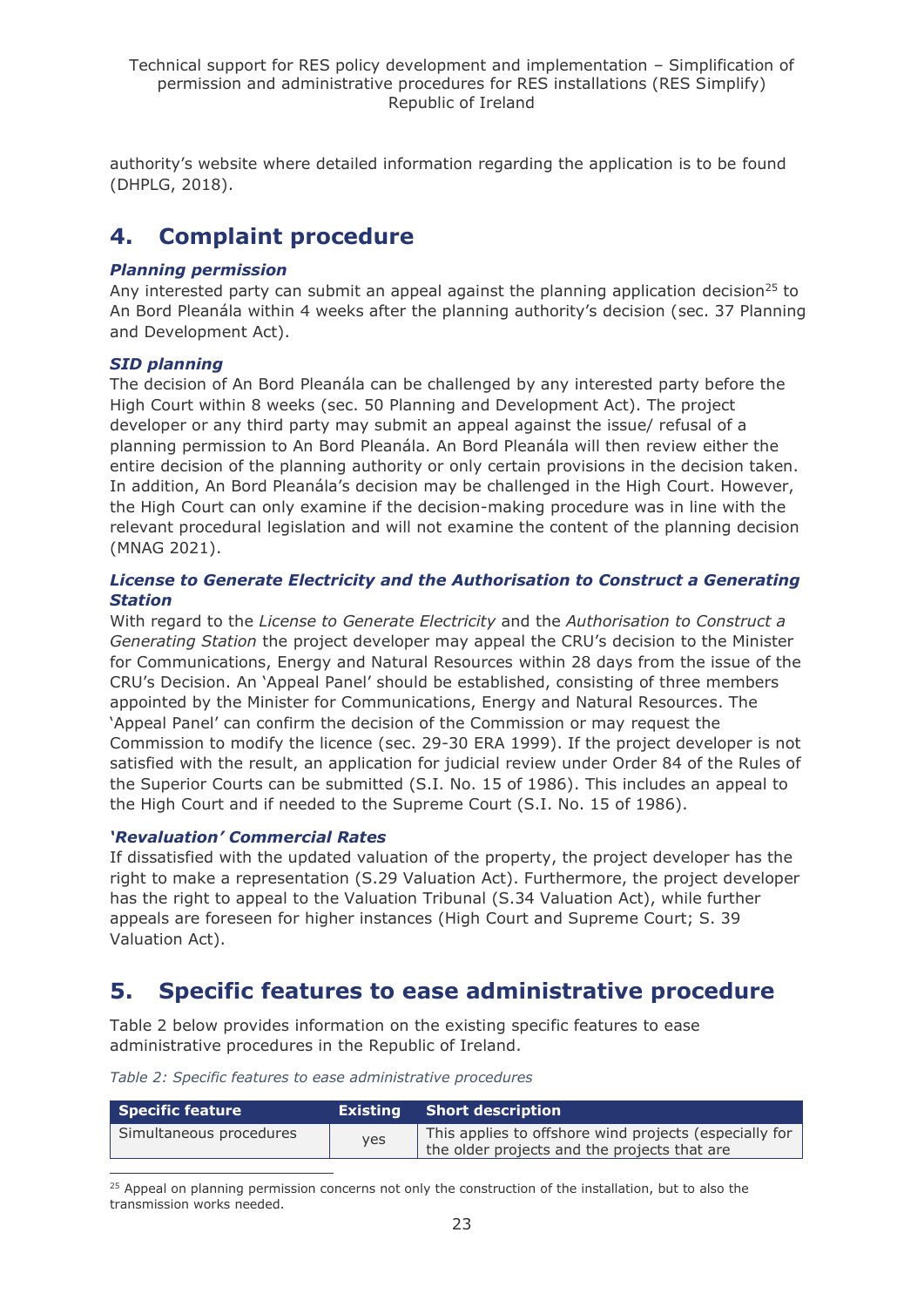authority's website where detailed information regarding the application is to be found (DHPLG, 2018).

# 4. Complaint procedure

### *Planning permission*

Any interested party can submit an appeal against the planning application decision[25] to An Bord Pleanála within 4 weeks after the planning authority's decision (sec. 37 Planning and Development Act).

### *SID planning*

The decision of An Bord Pleanála can be challenged by any interested party before the High Court within 8 weeks (sec. 50 Planning and Development Act). The project developer or any third party may submit an appeal against the issue/ refusal of a planning permission to An Bord Pleanála. An Bord Pleanála will then review either the entire decision of the planning authority or only certain provisions in the decision taken. In addition, An Bord Pleanála's decision may be challenged in the High Court. However, the High Court can only examine if the decision-making procedure was in line with the relevant procedural legislation and will not examine the content of the planning decision (MNAG 2021).

### *License to Generate Electricity and the Authorisation to Construct a Generating Station*

With regard to the *License to Generate Electricity* and the *Authorisation to Construct a Generating Station* the project developer may appeal the CRU's decision to the Minister for Communications, Energy and Natural Resources within 28 days from the issue of the CRU's Decision. An 'Appeal Panel' should be established, consisting of three members appointed by the Minister for Communications, Energy and Natural Resources. The 'Appeal Panel' can confirm the decision of the Commission or may request the Commission to modify the licence (sec. 29-30 ERA 1999). If the project developer is not satisfied with the result, an application for judicial review under Order 84 of the Rules of the Superior Courts can be submitted (S.I. No. 15 of 1986). This includes an appeal to the High Court and if needed to the Supreme Court (S.I. No. 15 of 1986).

### *'Revaluation' Commercial Rates*

If dissatisfied with the updated valuation of the property, the project developer has the right to make a representation (S.29 Valuation Act). Furthermore, the project developer has the right to appeal to the Valuation Tribunal (S.34 Valuation Act), while further appeals are foreseen for higher instances (High Court and Supreme Court; S. 39 Valuation Act).

# 5. Specific features to ease administrative procedure

Table 2 below provides information on the existing specific features to ease administrative procedures in the Republic of Ireland.

*Table 2: Specific features to ease administrative procedures*

| Specific feature | Existing | Short description |
|---|---|---|
| Simultaneous procedures | yes | This applies to offshore wind projects (especially for the older projects and the projects that are |

[25] Appeal on planning permission concerns not only the construction of the installation, but to also the transmission works needed.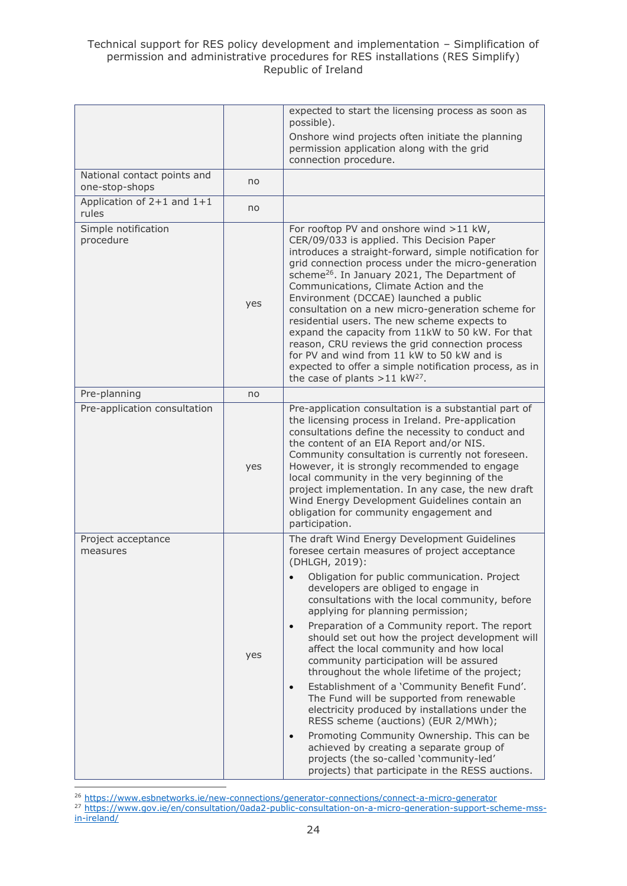| | | |
|---|---|---|
| | | expected to start the licensing process as soon as possible).<br>Onshore wind projects often initiate the planning permission application along with the grid connection procedure. |
| National contact points and one-stop-shops | no | |
| Application of 2+1 and 1+1 rules | no | |
| Simple notification procedure | yes | For rooftop PV and onshore wind >11 kW, CER/09/033 is applied. This Decision Paper introduces a straight-forward, simple notification for grid connection process under the micro-generation scheme[26]. In January 2021, The Department of Communications, Climate Action and the Environment (DCCAE) launched a public consultation on a new micro-generation scheme for residential users. The new scheme expects to expand the capacity from 11kW to 50 kW. For that reason, CRU reviews the grid connection process for PV and wind from 11 kW to 50 kW and is expected to offer a simple notification process, as in the case of plants >11 kW[27]. |
| Pre-planning | no | |
| Pre-application consultation | yes | Pre-application consultation is a substantial part of the licensing process in Ireland. Pre-application consultations define the necessity to conduct and the content of an EIA Report and/or NIS. Community consultation is currently not foreseen. However, it is strongly recommended to engage local community in the very beginning of the project implementation. In any case, the new draft Wind Energy Development Guidelines contain an obligation for community engagement and participation. |
| Project acceptance measures | yes | The draft Wind Energy Development Guidelines foresee certain measures of project acceptance (DHLGH, 2019):<br>• Obligation for public communication. Project developers are obliged to engage in consultations with the local community, before applying for planning permission;<br>• Preparation of a Community report. The report should set out how the project development will affect the local community and how local community participation will be assured throughout the whole lifetime of the project;<br>• Establishment of a 'Community Benefit Fund'. The Fund will be supported from renewable electricity produced by installations under the RESS scheme (auctions) (EUR 2/MWh);<br>• Promoting Community Ownership. This can be achieved by creating a separate group of projects (the so-called 'community-led' projects) that participate in the RESS auctions. |

[26] https://www.esbnetworks.ie/new-connections/generator-connections/connect-a-micro-generator

[27] https://www.gov.ie/en/consultation/0ada2-public-consultation-on-a-micro-generation-support-scheme-mss-in-ireland/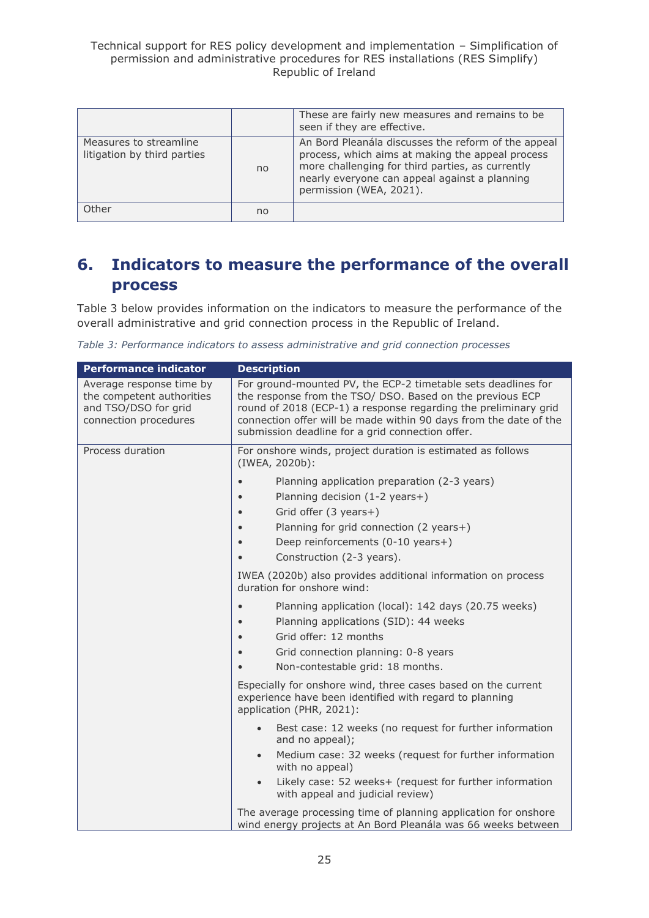| | | These are fairly new measures and remains to be seen if they are effective. |
|---|---|---|
| Measures to streamline litigation by third parties | no | An Bord Pleanála discusses the reform of the appeal process, which aims at making the appeal process more challenging for third parties, as currently nearly everyone can appeal against a planning permission (WEA, 2021). |
| Other | no | |

## 6. Indicators to measure the performance of the overall process

Table 3 below provides information on the indicators to measure the performance of the overall administrative and grid connection process in the Republic of Ireland.

*Table 3: Performance indicators to assess administrative and grid connection processes*

| Performance indicator | Description |
|---|---|
| Average response time by the competent authorities and TSO/DSO for grid connection procedures | For ground-mounted PV, the ECP-2 timetable sets deadlines for the response from the TSO/ DSO. Based on the previous ECP round of 2018 (ECP-1) a response regarding the preliminary grid connection offer will be made within 90 days from the date of the submission deadline for a grid connection offer. |
| Process duration | For onshore winds, project duration is estimated as follows (IWEA, 2020b):<br>• Planning application preparation (2-3 years)<br>• Planning decision (1-2 years+)<br>• Grid offer (3 years+)<br>• Planning for grid connection (2 years+)<br>• Deep reinforcements (0-10 years+)<br>• Construction (2-3 years).<br><br>IWEA (2020b) also provides additional information on process duration for onshore wind:<br>• Planning application (local): 142 days (20.75 weeks)<br>• Planning applications (SID): 44 weeks<br>• Grid offer: 12 months<br>• Grid connection planning: 0-8 years<br>• Non-contestable grid: 18 months.<br><br>Especially for onshore wind, three cases based on the current experience have been identified with regard to planning application (PHR, 2021):<br>• Best case: 12 weeks (no request for further information and no appeal);<br>• Medium case: 32 weeks (request for further information with no appeal)<br>• Likely case: 52 weeks+ (request for further information with appeal and judicial review)<br><br>The average processing time of planning application for onshore wind energy projects at An Bord Pleanála was 66 weeks between |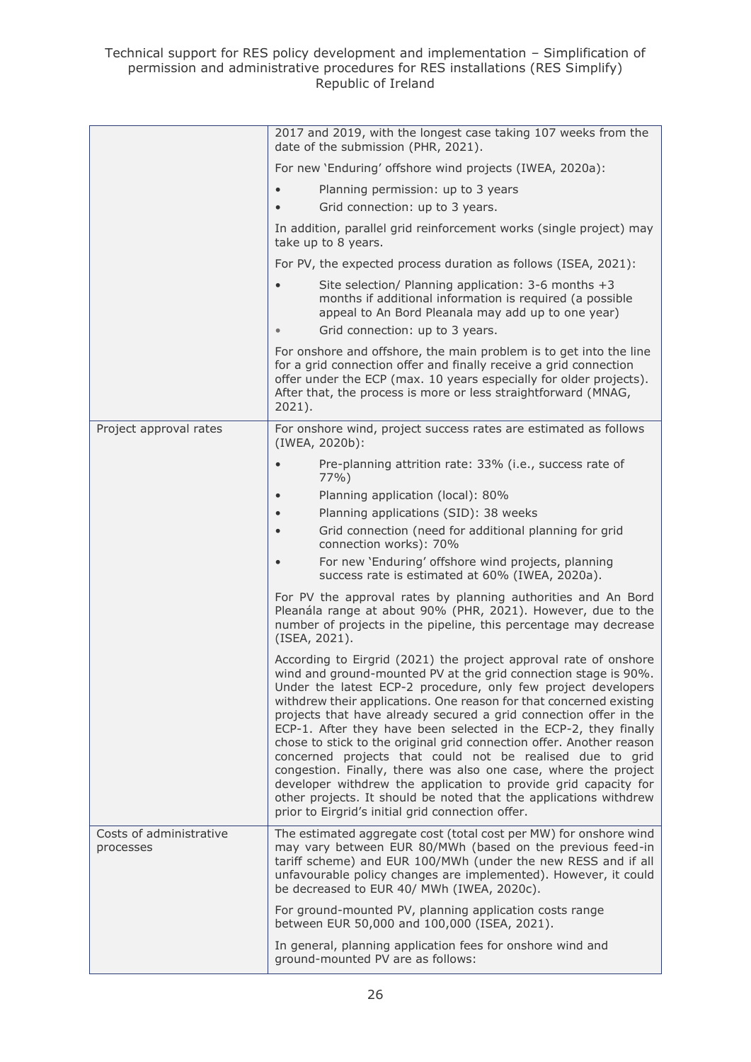| | |
|---|---|
| | 2017 and 2019, with the longest case taking 107 weeks from the date of the submission (PHR, 2021).<br><br>For new 'Enduring' offshore wind projects (IWEA, 2020a):<br><br>• Planning permission: up to 3 years<br>• Grid connection: up to 3 years.<br><br>In addition, parallel grid reinforcement works (single project) may take up to 8 years.<br><br>For PV, the expected process duration as follows (ISEA, 2021):<br><br>• Site selection/ Planning application: 3-6 months +3 months if additional information is required (a possible appeal to An Bord Pleanala may add up to one year)<br>• Grid connection: up to 3 years.<br><br>For onshore and offshore, the main problem is to get into the line for a grid connection offer and finally receive a grid connection offer under the ECP (max. 10 years especially for older projects). After that, the process is more or less straightforward (MNAG, 2021). |
| Project approval rates | For onshore wind, project success rates are estimated as follows (IWEA, 2020b):<br><br>• Pre-planning attrition rate: 33% (i.e., success rate of 77%)<br>• Planning application (local): 80%<br>• Planning applications (SID): 38 weeks<br>• Grid connection (need for additional planning for grid connection works): 70%<br>• For new 'Enduring' offshore wind projects, planning success rate is estimated at 60% (IWEA, 2020a).<br><br>For PV the approval rates by planning authorities and An Bord Pleanála range at about 90% (PHR, 2021). However, due to the number of projects in the pipeline, this percentage may decrease (ISEA, 2021).<br><br>According to Eirgrid (2021) the project approval rate of onshore wind and ground-mounted PV at the grid connection stage is 90%. Under the latest ECP-2 procedure, only few project developers withdrew their applications. One reason for that concerned existing projects that have already secured a grid connection offer in the ECP-1. After they have been selected in the ECP-2, they finally chose to stick to the original grid connection offer. Another reason concerned projects that could not be realised due to grid congestion. Finally, there was also one case, where the project developer withdrew the application to provide grid capacity for other projects. It should be noted that the applications withdrew prior to Eirgrid's initial grid connection offer. |
| Costs of administrative processes | The estimated aggregate cost (total cost per MW) for onshore wind may vary between EUR 80/MWh (based on the previous feed-in tariff scheme) and EUR 100/MWh (under the new RESS and if all unfavourable policy changes are implemented). However, it could be decreased to EUR 40/ MWh (IWEA, 2020c).<br><br>For ground-mounted PV, planning application costs range between EUR 50,000 and 100,000 (ISEA, 2021).<br><br>In general, planning application fees for onshore wind and ground-mounted PV are as follows: |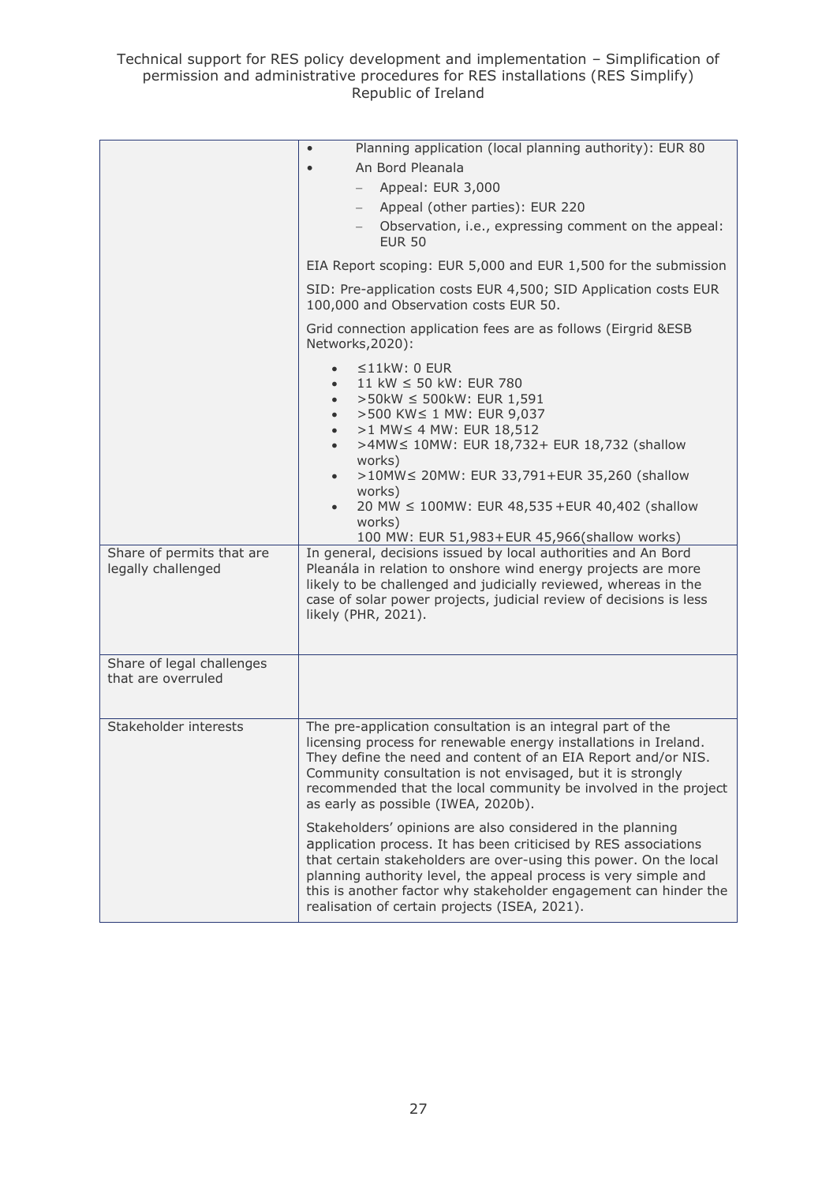| | |
|---|---|
| | • Planning application (local planning authority): EUR 80<br>• An Bord Pleanala<br>  – Appeal: EUR 3,000<br>  – Appeal (other parties): EUR 220<br>  – Observation, i.e., expressing comment on the appeal: EUR 50<br><br>EIA Report scoping: EUR 5,000 and EUR 1,500 for the submission<br><br>SID: Pre-application costs EUR 4,500; SID Application costs EUR 100,000 and Observation costs EUR 50.<br><br>Grid connection application fees are as follows (Eirgrid &ESB Networks,2020):<br><br>• ≤11kW: 0 EUR<br>• 11 kW ≤ 50 kW: EUR 780<br>• >50kW ≤ 500kW: EUR 1,591<br>• >500 KW≤ 1 MW: EUR 9,037<br>• >1 MW≤ 4 MW: EUR 18,512<br>• >4MW≤ 10MW: EUR 18,732+ EUR 18,732 (shallow works)<br>• >10MW≤ 20MW: EUR 33,791+EUR 35,260 (shallow works)<br>• 20 MW ≤ 100MW: EUR 48,535 +EUR 40,402 (shallow works)<br>100 MW: EUR 51,983+EUR 45,966(shallow works) |
| Share of permits that are legally challenged | In general, decisions issued by local authorities and An Bord Pleanála in relation to onshore wind energy projects are more likely to be challenged and judicially reviewed, whereas in the case of solar power projects, judicial review of decisions is less likely (PHR, 2021). |
| Share of legal challenges that are overruled | |
| Stakeholder interests | The pre-application consultation is an integral part of the licensing process for renewable energy installations in Ireland. They define the need and content of an EIA Report and/or NIS. Community consultation is not envisaged, but it is strongly recommended that the local community be involved in the project as early as possible (IWEA, 2020b).<br><br>Stakeholders' opinions are also considered in the planning application process. It has been criticised by RES associations that certain stakeholders are over-using this power. On the local planning authority level, the appeal process is very simple and this is another factor why stakeholder engagement can hinder the realisation of certain projects (ISEA, 2021). |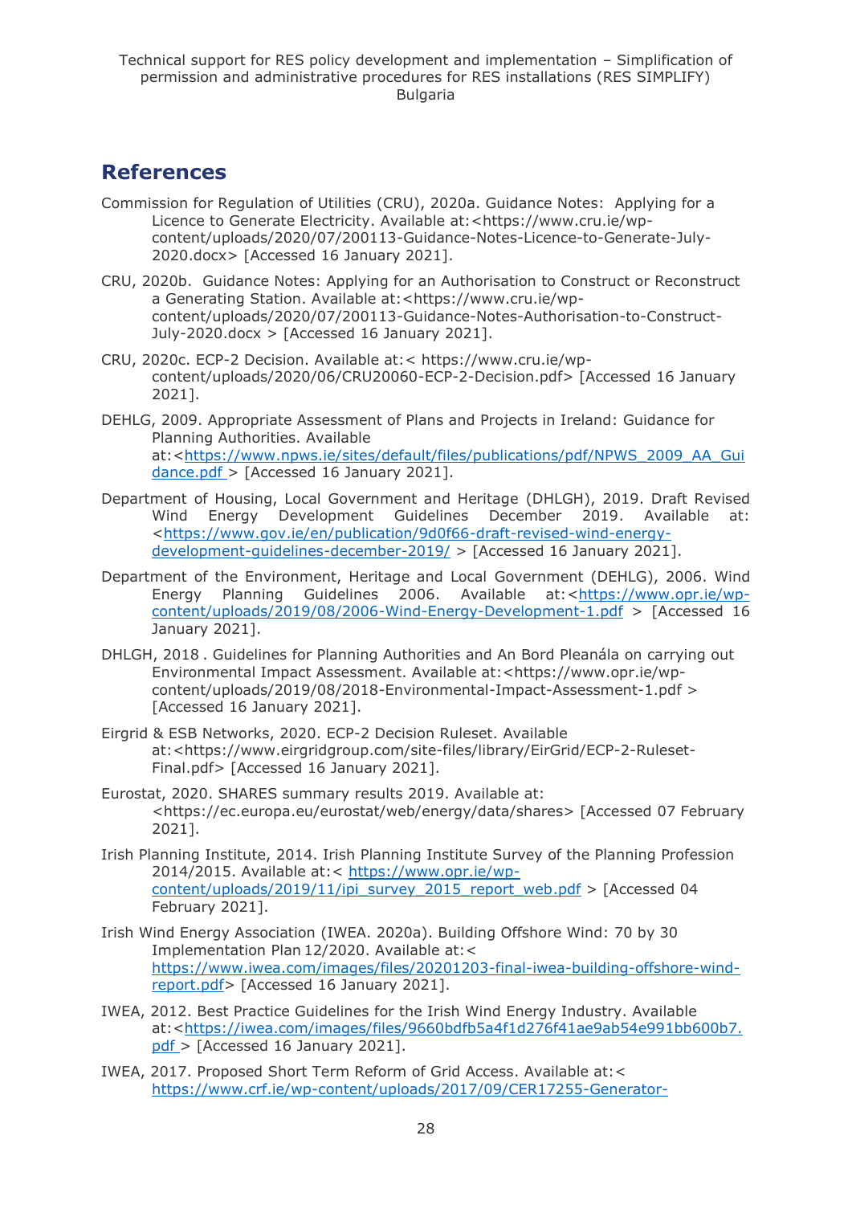## References

Commission for Regulation of Utilities (CRU), 2020a. Guidance Notes: Applying for a Licence to Generate Electricity. Available at:<https://www.cru.ie/wp-content/uploads/2020/07/200113-Guidance-Notes-Licence-to-Generate-July-2020.docx> [Accessed 16 January 2021].

CRU, 2020b. Guidance Notes: Applying for an Authorisation to Construct or Reconstruct a Generating Station. Available at:<https://www.cru.ie/wp-content/uploads/2020/07/200113-Guidance-Notes-Authorisation-to-Construct-July-2020.docx > [Accessed 16 January 2021].

CRU, 2020c. ECP-2 Decision. Available at:< https://www.cru.ie/wp-content/uploads/2020/06/CRU20060-ECP-2-Decision.pdf> [Accessed 16 January 2021].

DEHLG, 2009. Appropriate Assessment of Plans and Projects in Ireland: Guidance for Planning Authorities. Available at:<https://www.npws.ie/sites/default/files/publications/pdf/NPWS_2009_AA_Guidance.pdf > [Accessed 16 January 2021].

Department of Housing, Local Government and Heritage (DHLGH), 2019. Draft Revised Wind Energy Development Guidelines December 2019. Available at: <https://www.gov.ie/en/publication/9d0f66-draft-revised-wind-energy-development-guidelines-december-2019/ > [Accessed 16 January 2021].

Department of the Environment, Heritage and Local Government (DEHLG), 2006. Wind Energy Planning Guidelines 2006. Available at:<https://www.opr.ie/wp-content/uploads/2019/08/2006-Wind-Energy-Development-1.pdf > [Accessed 16 January 2021].

DHLGH, 2018 . Guidelines for Planning Authorities and An Bord Pleanála on carrying out Environmental Impact Assessment. Available at:<https://www.opr.ie/wp-content/uploads/2019/08/2018-Environmental-Impact-Assessment-1.pdf > [Accessed 16 January 2021].

Eirgrid & ESB Networks, 2020. ECP-2 Decision Ruleset. Available at:<https://www.eirgridgroup.com/site-files/library/EirGrid/ECP-2-Ruleset-Final.pdf> [Accessed 16 January 2021].

Eurostat, 2020. SHARES summary results 2019. Available at: <https://ec.europa.eu/eurostat/web/energy/data/shares> [Accessed 07 February 2021].

Irish Planning Institute, 2014. Irish Planning Institute Survey of the Planning Profession 2014/2015. Available at:< https://www.opr.ie/wp-content/uploads/2019/11/ipi_survey_2015_report_web.pdf > [Accessed 04 February 2021].

Irish Wind Energy Association (IWEA. 2020a). Building Offshore Wind: 70 by 30 Implementation Plan 12/2020. Available at:< https://www.iwea.com/images/files/20201203-final-iwea-building-offshore-wind-report.pdf> [Accessed 16 January 2021].

IWEA, 2012. Best Practice Guidelines for the Irish Wind Energy Industry. Available at:<https://iwea.com/images/files/9660bdfb5a4f1d276f41ae9ab54e991bb600b7.pdf > [Accessed 16 January 2021].

IWEA, 2017. Proposed Short Term Reform of Grid Access. Available at:< https://www.crf.ie/wp-content/uploads/2017/09/CER17255-Generator-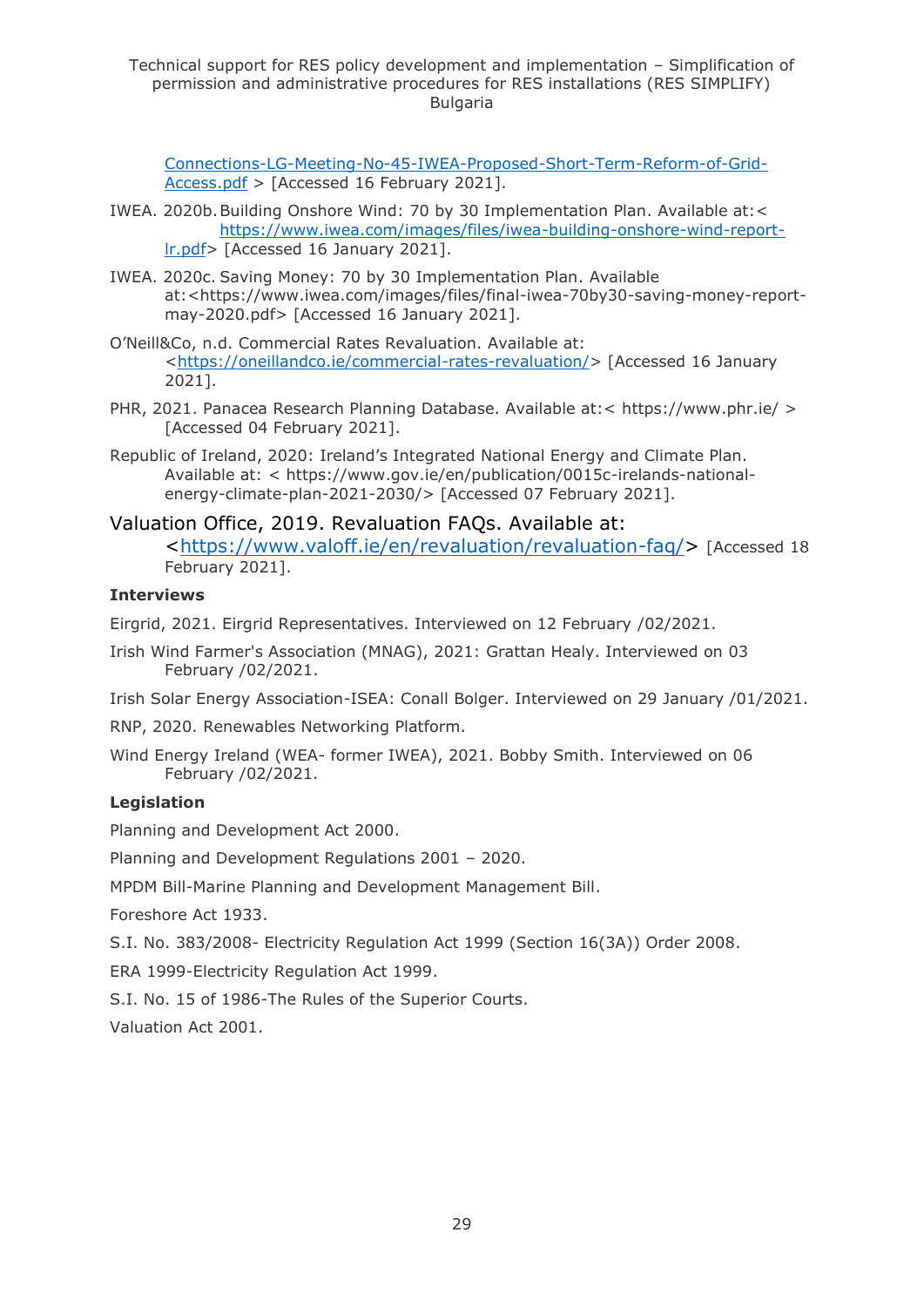Connections-LG-Meeting-No-45-IWEA-Proposed-Short-Term-Reform-of-Grid-Access.pdf > [Accessed 16 February 2021].

IWEA. 2020b. Building Onshore Wind: 70 by 30 Implementation Plan. Available at:< https://www.iwea.com/images/files/iwea-building-onshore-wind-report-lr.pdf> [Accessed 16 January 2021].

IWEA. 2020c. Saving Money: 70 by 30 Implementation Plan. Available at:<https://www.iwea.com/images/files/final-iwea-70by30-saving-money-report-may-2020.pdf> [Accessed 16 January 2021].

O'Neill&Co, n.d. Commercial Rates Revaluation. Available at: <https://oneillandco.ie/commercial-rates-revaluation/> [Accessed 16 January 2021].

PHR, 2021. Panacea Research Planning Database. Available at:< https://www.phr.ie/ > [Accessed 04 February 2021].

Republic of Ireland, 2020: Ireland's Integrated National Energy and Climate Plan. Available at: < https://www.gov.ie/en/publication/0015c-irelands-national-energy-climate-plan-2021-2030/> [Accessed 07 February 2021].

Valuation Office, 2019. Revaluation FAQs. Available at: <https://www.valoff.ie/en/revaluation/revaluation-faq/> [Accessed 18 February 2021].

**Interviews**

Eirgrid, 2021. Eirgrid Representatives. Interviewed on 12 February /02/2021.

Irish Wind Farmer's Association (MNAG), 2021: Grattan Healy. Interviewed on 03 February /02/2021.

Irish Solar Energy Association-ISEA: Conall Bolger. Interviewed on 29 January /01/2021.

RNP, 2020. Renewables Networking Platform.

Wind Energy Ireland (WEA- former IWEA), 2021. Bobby Smith. Interviewed on 06 February /02/2021.

**Legislation**

Planning and Development Act 2000.

Planning and Development Regulations 2001 – 2020.

MPDM Bill-Marine Planning and Development Management Bill.

Foreshore Act 1933.

S.I. No. 383/2008- Electricity Regulation Act 1999 (Section 16(3A)) Order 2008.

ERA 1999-Electricity Regulation Act 1999.

S.I. No. 15 of 1986-The Rules of the Superior Courts.

Valuation Act 2001.